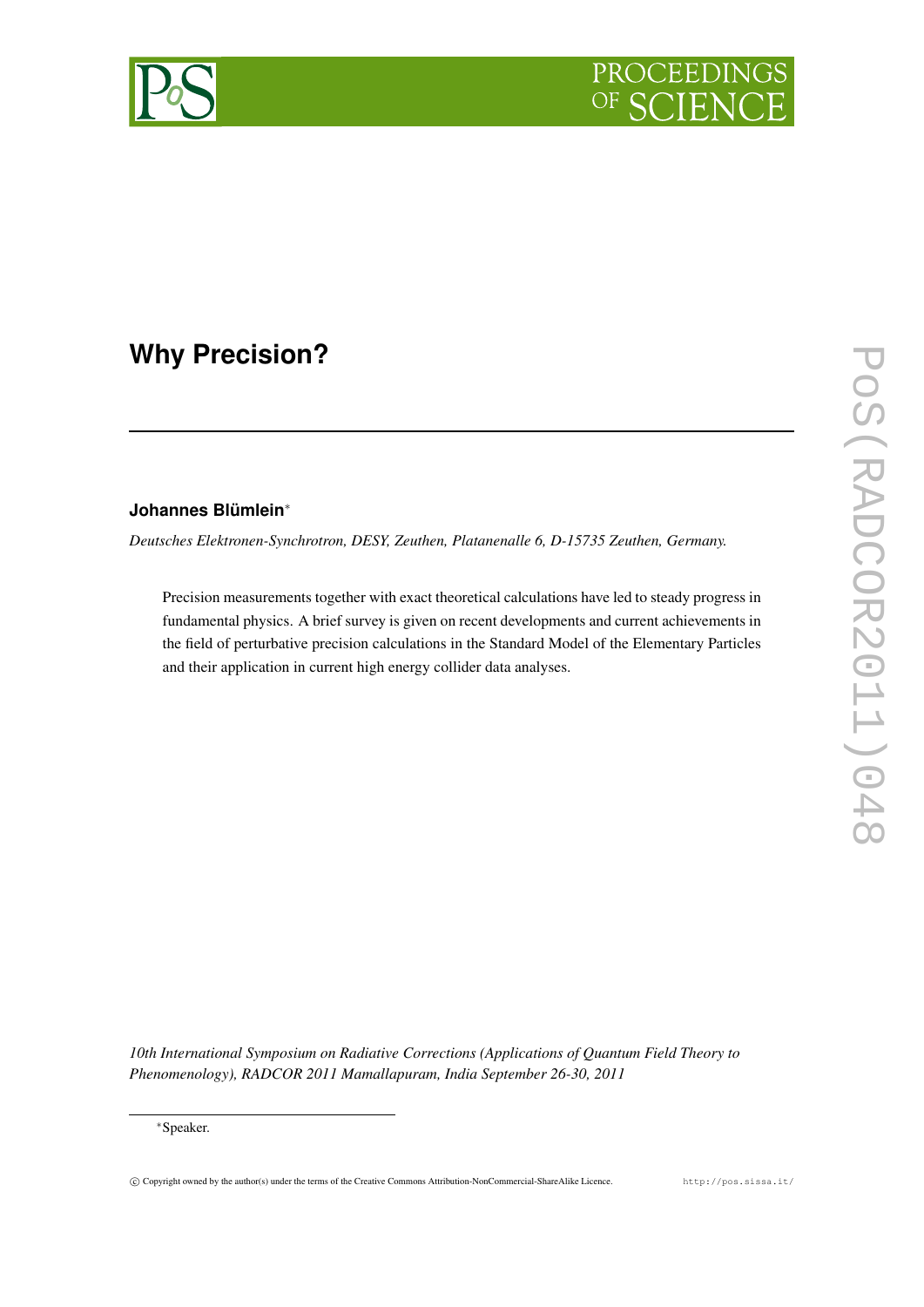# Why Precision?

**Johannes Blümlein***

*Deutsches Elektronen-Synchrotron, DESY, Zeuthen, Platanenalle 6, D-15735 Zeuthen, Germany.*

Precision measurements together with exact theoretical calculations have led to steady progress in fundamental physics. A brief survey is given on recent developments and current achievements in the field of perturbative precision calculations in the Standard Model of the Elementary Particles and their application in current high energy collider data analyses.

*10th International Symposium on Radiative Corrections (Applications of Quantum Field Theory to Phenomenology), RADCOR 2011 Mamallapuram, India September 26-30, 2011*

*Speaker.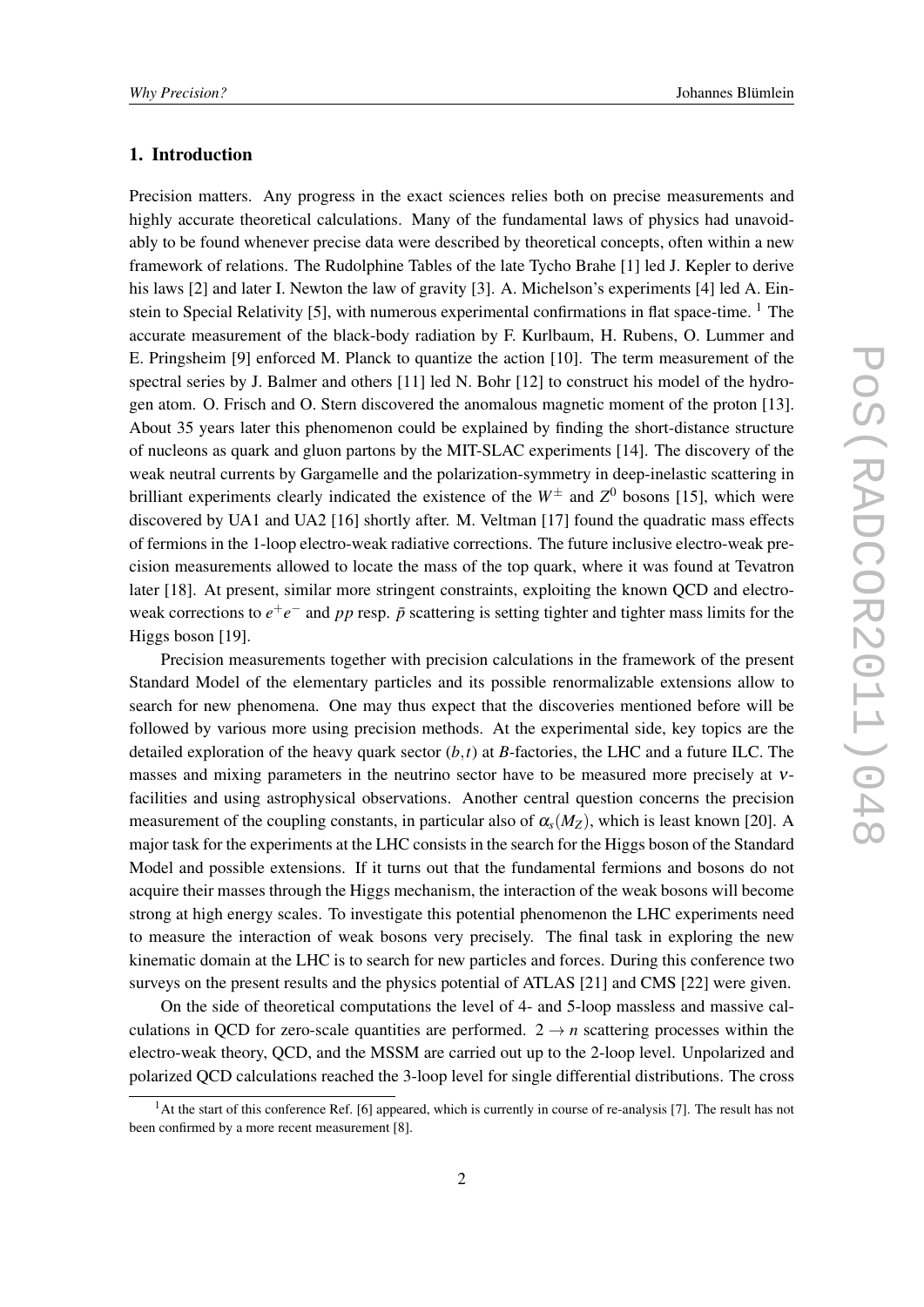## 1. Introduction

Precision matters. Any progress in the exact sciences relies both on precise measurements and highly accurate theoretical calculations. Many of the fundamental laws of physics had unavoidably to be found whenever precise data were described by theoretical concepts, often within a new framework of relations. The Rudolphine Tables of the late Tycho Brahe [1] led J. Kepler to derive his laws [2] and later I. Newton the law of gravity [3]. A. Michelson's experiments [4] led A. Einstein to Special Relativity [5], with numerous experimental confirmations in flat space-time. [1] The accurate measurement of the black-body radiation by F. Kurlbaum, H. Rubens, O. Lummer and E. Pringsheim [9] enforced M. Planck to quantize the action [10]. The term measurement of the spectral series by J. Balmer and others [11] led N. Bohr [12] to construct his model of the hydrogen atom. O. Frisch and O. Stern discovered the anomalous magnetic moment of the proton [13]. About 35 years later this phenomenon could be explained by finding the short-distance structure of nucleons as quark and gluon partons by the MIT-SLAC experiments [14]. The discovery of the weak neutral currents by Gargamelle and the polarization-symmetry in deep-inelastic scattering in brilliant experiments clearly indicated the existence of the $W^{\pm}$ and $Z^0$ bosons [15], which were discovered by UA1 and UA2 [16] shortly after. M. Veltman [17] found the quadratic mass effects of fermions in the 1-loop electro-weak radiative corrections. The future inclusive electro-weak precision measurements allowed to locate the mass of the top quark, where it was found at Tevatron later [18]. At present, similar more stringent constraints, exploiting the known QCD and electroweak corrections to $e^+e^-$ and $pp$ resp. $\bar{p}$ scattering is setting tighter and tighter mass limits for the Higgs boson [19].

Precision measurements together with precision calculations in the framework of the present Standard Model of the elementary particles and its possible renormalizable extensions allow to search for new phenomena. One may thus expect that the discoveries mentioned before will be followed by various more using precision methods. At the experimental side, key topics are the detailed exploration of the heavy quark sector $(b,t)$ at $B$-factories, the LHC and a future ILC. The masses and mixing parameters in the neutrino sector have to be measured more precisely at $\nu$-facilities and using astrophysical observations. Another central question concerns the precision measurement of the coupling constants, in particular also of $\alpha_s(M_Z)$, which is least known [20]. A major task for the experiments at the LHC consists in the search for the Higgs boson of the Standard Model and possible extensions. If it turns out that the fundamental fermions and bosons do not acquire their masses through the Higgs mechanism, the interaction of the weak bosons will become strong at high energy scales. To investigate this potential phenomenon the LHC experiments need to measure the interaction of weak bosons very precisely. The final task in exploring the new kinematic domain at the LHC is to search for new particles and forces. During this conference two surveys on the present results and the physics potential of ATLAS [21] and CMS [22] were given.

On the side of theoretical computations the level of 4- and 5-loop massless and massive calculations in QCD for zero-scale quantities are performed. $2 \rightarrow n$ scattering processes within the electro-weak theory, QCD, and the MSSM are carried out up to the 2-loop level. Unpolarized and polarized QCD calculations reached the 3-loop level for single differential distributions. The cross

[1] At the start of this conference Ref. [6] appeared, which is currently in course of re-analysis [7]. The result has not been confirmed by a more recent measurement [8].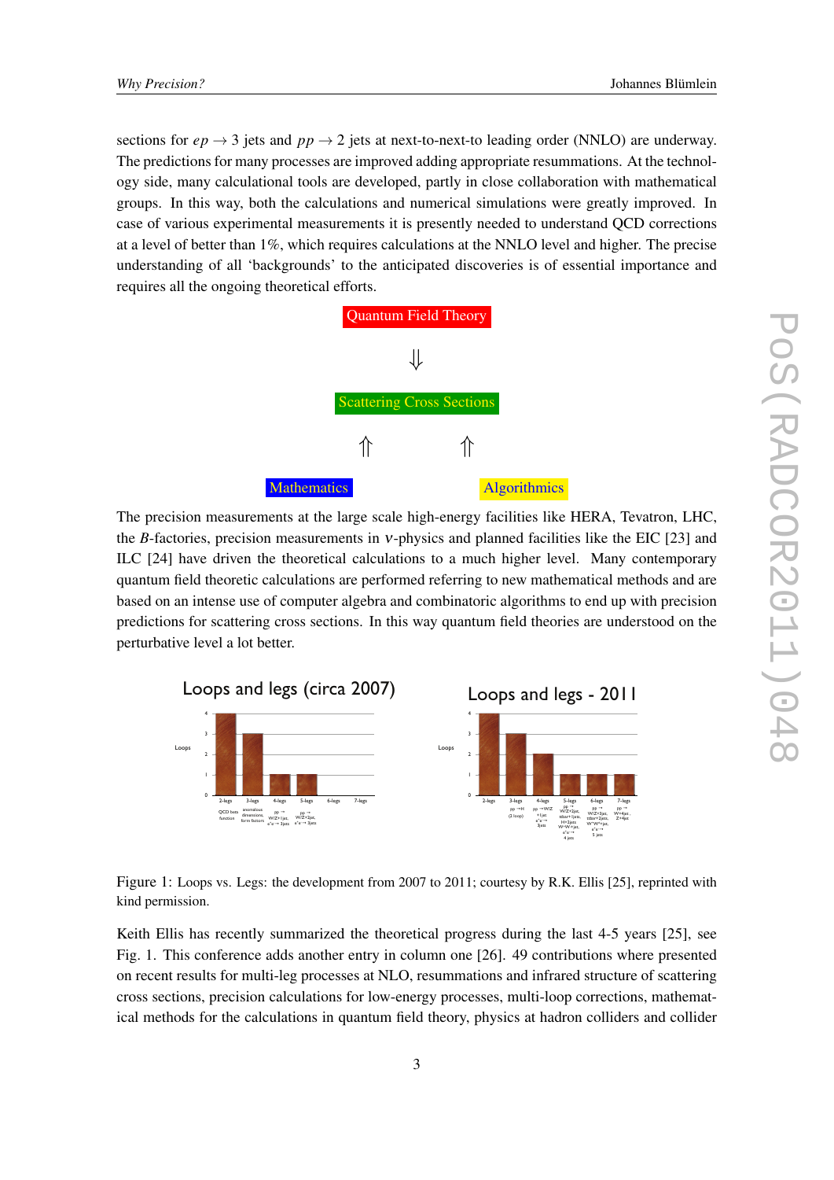sections for $ep \to 3$ jets and $pp \to 2$ jets at next-to-next-to leading order (NNLO) are underway. The predictions for many processes are improved adding appropriate resummations. At the technology side, many calculational tools are developed, partly in close collaboration with mathematical groups. In this way, both the calculations and numerical simulations were greatly improved. In case of various experimental measurements it is presently needed to understand QCD corrections at a level of better than 1%, which requires calculations at the NNLO level and higher. The precise understanding of all 'backgrounds' to the anticipated discoveries is of essential importance and requires all the ongoing theoretical efforts.

Quantum Field Theory

$\Downarrow$

Scattering Cross Sections

$\Uparrow \qquad \Uparrow$

Mathematics — Algorithmics

The precision measurements at the large scale high-energy facilities like HERA, Tevatron, LHC, the $B$-factories, precision measurements in $\nu$-physics and planned facilities like the EIC [23] and ILC [24] have driven the theoretical calculations to a much higher level. Many contemporary quantum field theoretic calculations are performed referring to new mathematical methods and are based on an intense use of computer algebra and combinatoric algorithms to end up with precision predictions for scattering cross sections. In this way quantum field theories are understood on the perturbative level a lot better.

Figure 1: Loops vs. Legs: the development from 2007 to 2011; courtesy by R.K. Ellis [25], reprinted with kind permission.

Keith Ellis has recently summarized the theoretical progress during the last 4-5 years [25], see Fig. 1. This conference adds another entry in column one [26]. 49 contributions where presented on recent results for multi-leg processes at NLO, resummations and infrared structure of scattering cross sections, precision calculations for low-energy processes, multi-loop corrections, mathematical methods for the calculations in quantum field theory, physics at hadron colliders and collider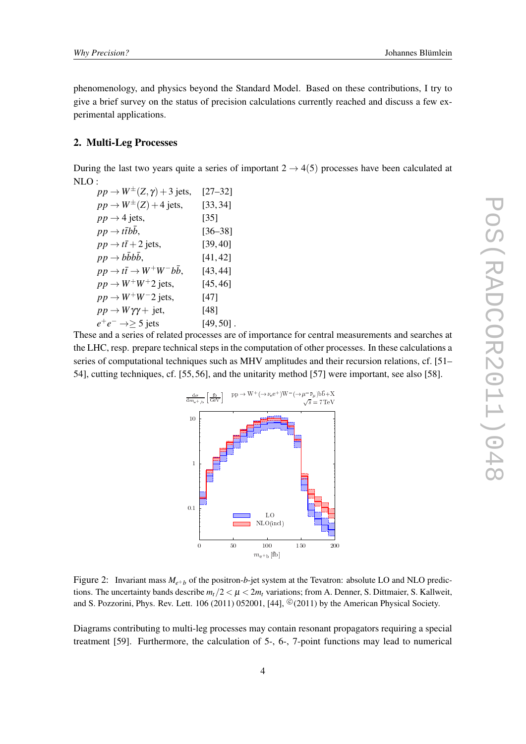phenomenology, and physics beyond the Standard Model. Based on these contributions, I try to give a brief survey on the status of precision calculations currently reached and discuss a few experimental applications.

## 2. Multi-Leg Processes

During the last two years quite a series of important $2 \to 4(5)$ processes have been calculated at NLO :

| | |
|---|---|
| $pp \to W^{\pm}(Z,\gamma) + 3$ jets, | [27–32] |
| $pp \to W^{\pm}(Z) + 4$ jets, | [33, 34] |
| $pp \to 4$ jets, | [35] |
| $pp \to t\bar{t}b\bar{b}$, | [36–38] |
| $pp \to t\bar{t} + 2$ jets, | [39, 40] |
| $pp \to b\bar{b}b\bar{b}$, | [41, 42] |
| $pp \to t\bar{t} \to W^+W^-b\bar{b}$, | [43, 44] |
| $pp \to W^+W^+2$ jets, | [45, 46] |
| $pp \to W^+W^-2$ jets, | [47] |
| $pp \to W\gamma\gamma +$ jet, | [48] |
| $e^+e^- \to \geq 5$ jets | [49, 50] . |

These and a series of related processes are of importance for central measurements and searches at the LHC, resp. prepare technical steps in the computation of other processes. In these calculations a series of computational techniques such as MHV amplitudes and their recursion relations, cf. [51–54], cutting techniques, cf. [55, 56], and the unitarity method [57] were important, see also [58].

Figure 2: Invariant mass $M_{e^+b}$ of the positron-$b$-jet system at the Tevatron: absolute LO and NLO predictions. The uncertainty bands describe $m_t/2 < \mu < 2m_t$ variations; from A. Denner, S. Dittmaier, S. Kallweit, and S. Pozzorini, Phys. Rev. Lett. 106 (2011) 052001, [44], ©(2011) by the American Physical Society.

Diagrams contributing to multi-leg processes may contain resonant propagators requiring a special treatment [59]. Furthermore, the calculation of 5-, 6-, 7-point functions may lead to numerical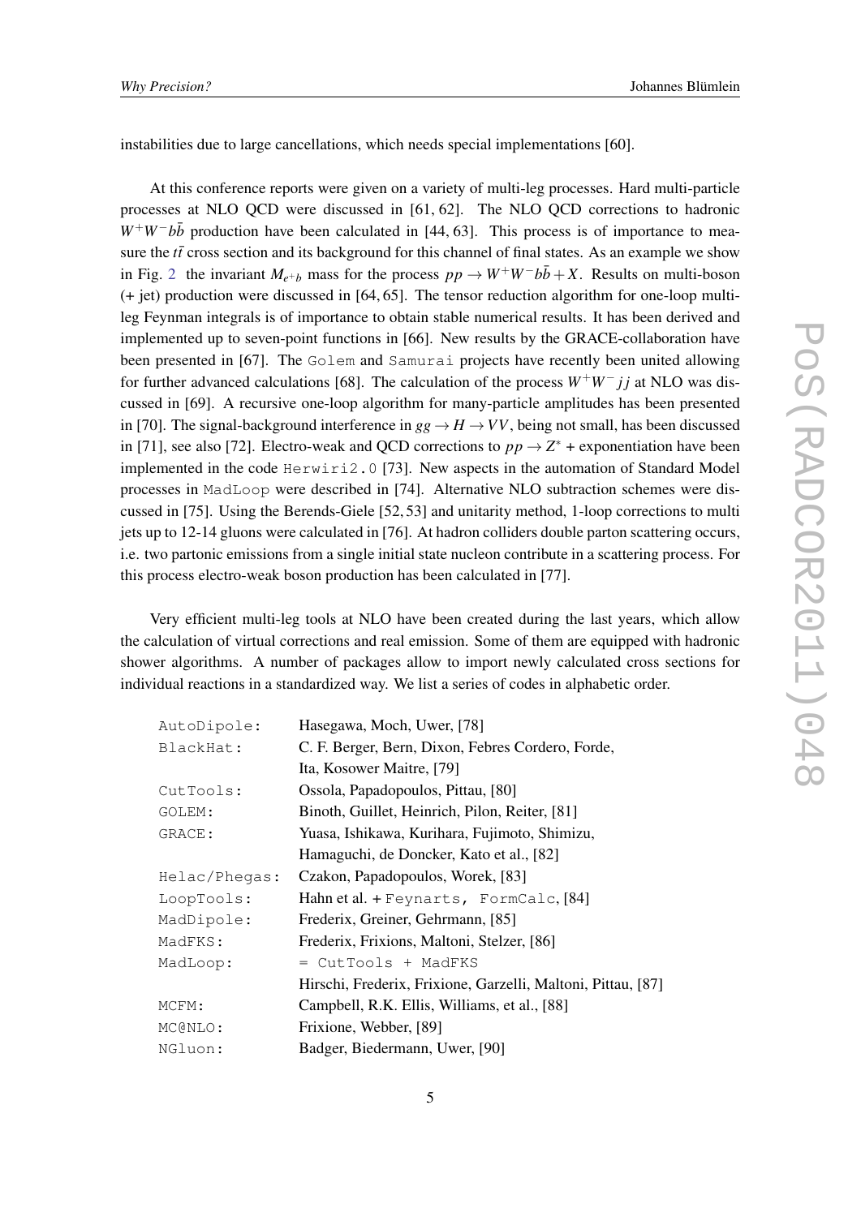instabilities due to large cancellations, which needs special implementations [60].

At this conference reports were given on a variety of multi-leg processes. Hard multi-particle processes at NLO QCD were discussed in [61, 62]. The NLO QCD corrections to hadronic $W^+W^-b\bar{b}$ production have been calculated in [44, 63]. This process is of importance to measure the $t\bar{t}$ cross section and its background for this channel of final states. As an example we show in Fig. 2 the invariant $M_{e^+b}$ mass for the process $pp \to W^+W^-b\bar{b} + X$. Results on multi-boson (+ jet) production were discussed in [64, 65]. The tensor reduction algorithm for one-loop multi-leg Feynman integrals is of importance to obtain stable numerical results. It has been derived and implemented up to seven-point functions in [66]. New results by the GRACE-collaboration have been presented in [67]. The `Golem` and `Samurai` projects have recently been united allowing for further advanced calculations [68]. The calculation of the process $W^+W^-jj$ at NLO was discussed in [69]. A recursive one-loop algorithm for many-particle amplitudes has been presented in [70]. The signal-background interference in $gg \to H \to VV$, being not small, has been discussed in [71], see also [72]. Electro-weak and QCD corrections to $pp \to Z^*$ + exponentiation have been implemented in the code `Herwiri2.0` [73]. New aspects in the automation of Standard Model processes in `MadLoop` were described in [74]. Alternative NLO subtraction schemes were discussed in [75]. Using the Berends-Giele [52, 53] and unitarity method, 1-loop corrections to multi jets up to 12-14 gluons were calculated in [76]. At hadron colliders double parton scattering occurs, i.e. two partonic emissions from a single initial state nucleon contribute in a scattering process. For this process electro-weak boson production has been calculated in [77].

Very efficient multi-leg tools at NLO have been created during the last years, which allow the calculation of virtual corrections and real emission. Some of them are equipped with hadronic shower algorithms. A number of packages allow to import newly calculated cross sections for individual reactions in a standardized way. We list a series of codes in alphabetic order.

| | |
|---|---|
| `AutoDipole:` | Hasegawa, Moch, Uwer, [78] |
| `BlackHat:` | C. F. Berger, Bern, Dixon, Febres Cordero, Forde, Ita, Kosower Maitre, [79] |
| `CutTools:` | Ossola, Papadopoulos, Pittau, [80] |
| `GOLEM:` | Binoth, Guillet, Heinrich, Pilon, Reiter, [81] |
| `GRACE:` | Yuasa, Ishikawa, Kurihara, Fujimoto, Shimizu, Hamaguchi, de Doncker, Kato et al., [82] |
| `Helac/Phegas:` | Czakon, Papadopoulos, Worek, [83] |
| `LoopTools:` | Hahn et al. + `Feynarts, FormCalc`, [84] |
| `MadDipole:` | Frederix, Greiner, Gehrmann, [85] |
| `MadFKS:` | Frederix, Frixions, Maltoni, Stelzer, [86] |
| `MadLoop:` | `= CutTools + MadFKS` Hirschi, Frederix, Frixione, Garzelli, Maltoni, Pittau, [87] |
| `MCFM:` | Campbell, R.K. Ellis, Williams, et al., [88] |
| `MC@NLO:` | Frixione, Webber, [89] |
| `NGluon:` | Badger, Biedermann, Uwer, [90] |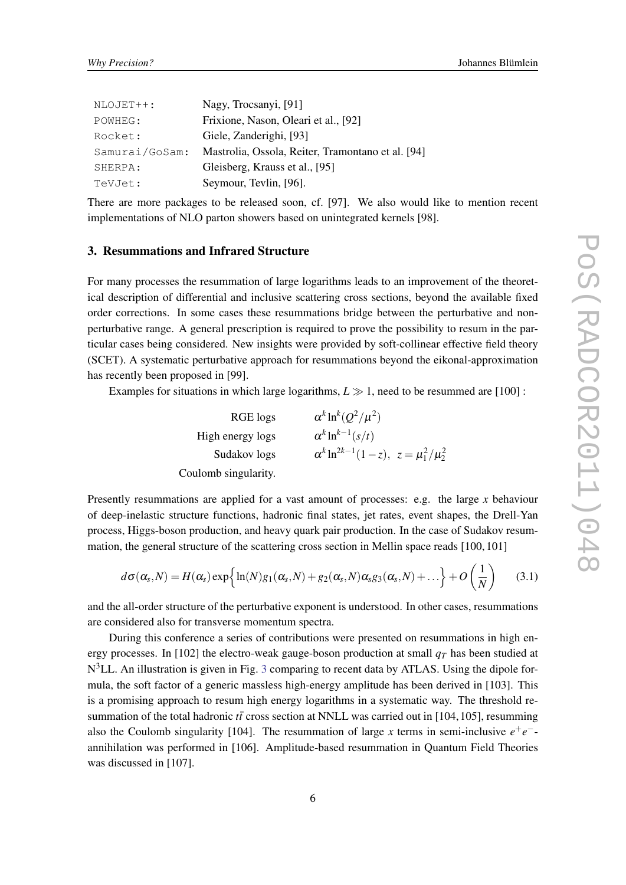| | |
|---|---|
| NLOJET++: | Nagy, Trocsanyi, [91] |
| POWHEG: | Frixione, Nason, Oleari et al., [92] |
| Rocket: | Giele, Zanderighi, [93] |
| Samurai/GoSam: | Mastrolia, Ossola, Reiter, Tramontano et al. [94] |
| SHERPA: | Gleisberg, Krauss et al., [95] |
| TeVJet: | Seymour, Tevlin, [96]. |

There are more packages to be released soon, cf. [97]. We also would like to mention recent implementations of NLO parton showers based on unintegrated kernels [98].

## 3. Resummations and Infrared Structure

For many processes the resummation of large logarithms leads to an improvement of the theoretical description of differential and inclusive scattering cross sections, beyond the available fixed order corrections. In some cases these resummations bridge between the perturbative and non-perturbative range. A general prescription is required to prove the possibility to resum in the particular cases being considered. New insights were provided by soft-collinear effective field theory (SCET). A systematic perturbative approach for resummations beyond the eikonal-approximation has recently been proposed in [99].

Examples for situations in which large logarithms, $L \gg 1$, need to be resummed are [100] :

| | |
|---|---|
| RGE logs | $\alpha^k \ln^k(Q^2/\mu^2)$ |
| High energy logs | $\alpha^k \ln^{k-1}(s/t)$ |
| Sudakov logs | $\alpha^k \ln^{2k-1}(1-z),\;\; z = \mu_1^2/\mu_2^2$ |
| Coulomb singularity. | |

Presently resummations are applied for a vast amount of processes: e.g. the large $x$ behaviour of deep-inelastic structure functions, hadronic final states, jet rates, event shapes, the Drell-Yan process, Higgs-boson production, and heavy quark pair production. In the case of Sudakov resummation, the general structure of the scattering cross section in Mellin space reads [100, 101]

$$d\sigma(\alpha_s, N) = H(\alpha_s) \exp\Big\{ \ln(N) g_1(\alpha_s, N) + g_2(\alpha_s, N) \alpha_s g_3(\alpha_s, N) + \ldots \Big\} + O\left(\frac{1}{N}\right) \tag{3.1}$$

and the all-order structure of the perturbative exponent is understood. In other cases, resummations are considered also for transverse momentum spectra.

During this conference a series of contributions were presented on resummations in high energy processes. In [102] the electro-weak gauge-boson production at small $q_T$ has been studied at $\mathrm{N^3LL}$. An illustration is given in Fig. 3 comparing to recent data by ATLAS. Using the dipole formula, the soft factor of a generic massless high-energy amplitude has been derived in [103]. This is a promising approach to resum high energy logarithms in a systematic way. The threshold resummation of the total hadronic $t\bar{t}$ cross section at NNLL was carried out in [104, 105], resumming also the Coulomb singularity [104]. The resummation of large $x$ terms in semi-inclusive $e^+e^-$-annihilation was performed in [106]. Amplitude-based resummation in Quantum Field Theories was discussed in [107].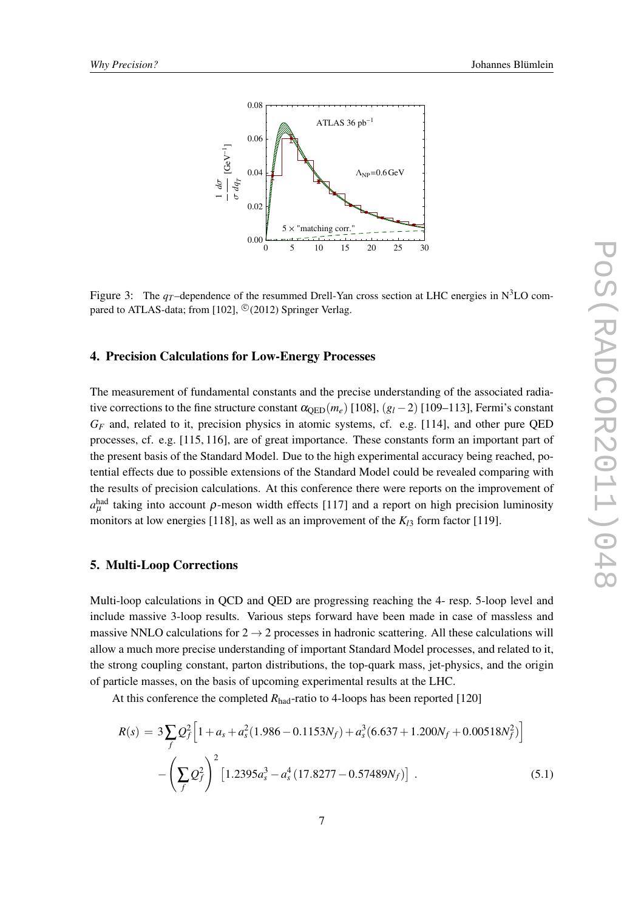Figure 3: The $q_T$–dependence of the resummed Drell-Yan cross section at LHC energies in N$^3$LO compared to ATLAS-data; from [102], ©(2012) Springer Verlag.

## 4. Precision Calculations for Low-Energy Processes

The measurement of fundamental constants and the precise understanding of the associated radiative corrections to the fine structure constant $\alpha_{\rm QED}(m_e)$ [108], $(g_l - 2)$ [109–113], Fermi's constant $G_F$ and, related to it, precision physics in atomic systems, cf. e.g. [114], and other pure QED processes, cf. e.g. [115, 116], are of great importance. These constants form an important part of the present basis of the Standard Model. Due to the high experimental accuracy being reached, potential effects due to possible extensions of the Standard Model could be revealed comparing with the results of precision calculations. At this conference there were reports on the improvement of $a_\mu^{\rm had}$ taking into account $\rho$-meson width effects [117] and a report on high precision luminosity monitors at low energies [118], as well as an improvement of the $K_{l3}$ form factor [119].

## 5. Multi-Loop Corrections

Multi-loop calculations in QCD and QED are progressing reaching the 4- resp. 5-loop level and include massive 3-loop results. Various steps forward have been made in case of massless and massive NNLO calculations for $2 \rightarrow 2$ processes in hadronic scattering. All these calculations will allow a much more precise understanding of important Standard Model processes, and related to it, the strong coupling constant, parton distributions, the top-quark mass, jet-physics, and the origin of particle masses, on the basis of upcoming experimental results at the LHC.

At this conference the completed $R_{\rm had}$-ratio to 4-loops has been reported [120]

$$
\begin{aligned}
R(s) = & \; 3 \sum_f Q_f^2 \Big[ 1 + a_s + a_s^2 (1.986 - 0.1153 N_f) + a_s^3 (6.637 + 1.200 N_f + 0.00518 N_f^2) \Big] \\
& - \left( \sum_f Q_f \right)^2 \left[ 1.2395 a_s^3 - a_s^4 (17.8277 - 0.57489 N_f) \right] . \qquad (5.1)
\end{aligned}
$$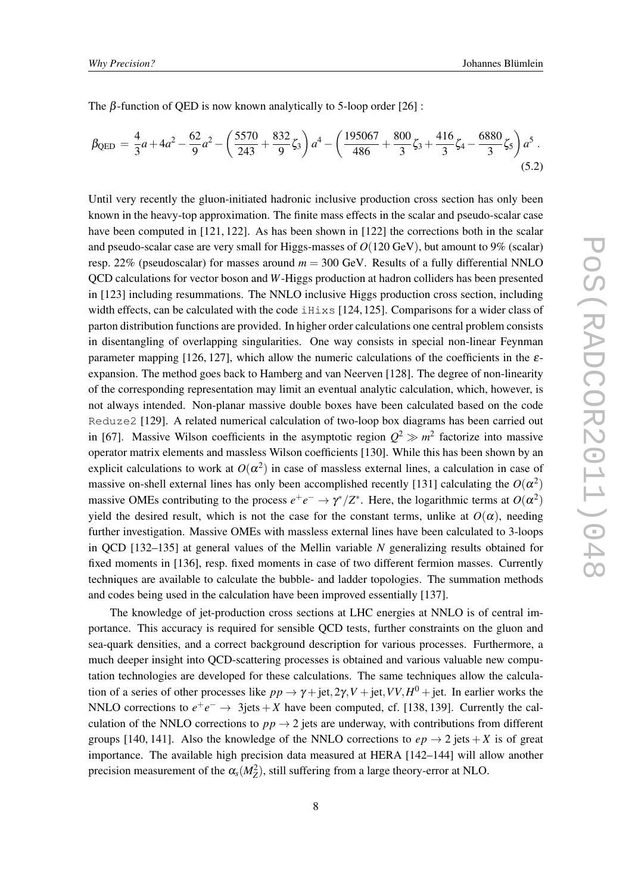The $\beta$-function of QED is now known analytically to 5-loop order [26] :

$$\beta_{\rm QED} = \frac{4}{3}a + 4a^2 - \frac{62}{9}a^2 - \left(\frac{5570}{243} + \frac{832}{9}\zeta_3\right)a^4 - \left(\frac{195067}{486} + \frac{800}{3}\zeta_3 + \frac{416}{3}\zeta_4 - \frac{6880}{3}\zeta_5\right)a^5 . \tag{5.2}$$

Until very recently the gluon-initiated hadronic inclusive production cross section has only been known in the heavy-top approximation. The finite mass effects in the scalar and pseudo-scalar case have been computed in [121, 122]. As has been shown in [122] the corrections both in the scalar and pseudo-scalar case are very small for Higgs-masses of $O(120~\text{GeV})$, but amount to 9% (scalar) resp. 22% (pseudoscalar) for masses around $m = 300$ GeV. Results of a fully differential NNLO QCD calculations for vector boson and $W$-Higgs production at hadron colliders has been presented in [123] including resummations. The NNLO inclusive Higgs production cross section, including width effects, can be calculated with the code `iHixs` [124, 125]. Comparisons for a wider class of parton distribution functions are provided. In higher order calculations one central problem consists in disentangling of overlapping singularities. One way consists in special non-linear Feynman parameter mapping [126, 127], which allow the numeric calculations of the coefficients in the $\varepsilon$-expansion. The method goes back to Hamberg and van Neerven [128]. The degree of non-linearity of the corresponding representation may limit an eventual analytic calculation, which, however, is not always intended. Non-planar massive double boxes have been calculated based on the code `Reduze2` [129]. A related numerical calculation of two-loop box diagrams has been carried out in [67]. Massive Wilson coefficients in the asymptotic region $Q^2 \gg m^2$ factorize into massive operator matrix elements and massless Wilson coefficients [130]. While this has been shown by an explicit calculations to work at $O(\alpha^2)$ in case of massless external lines, a calculation in case of massive on-shell external lines has only been accomplished recently [131] calculating the $O(\alpha^2)$ massive OMEs contributing to the process $e^+e^- \rightarrow \gamma^*/Z^*$. Here, the logarithmic terms at $O(\alpha^2)$ yield the desired result, which is not the case for the constant terms, unlike at $O(\alpha)$, needing further investigation. Massive OMEs with massless external lines have been calculated to 3-loops in QCD [132–135] at general values of the Mellin variable $N$ generalizing results obtained for fixed moments in [136], resp. fixed moments in case of two different fermion masses. Currently techniques are available to calculate the bubble- and ladder topologies. The summation methods and codes being used in the calculation have been improved essentially [137].

The knowledge of jet-production cross sections at LHC energies at NNLO is of central importance. This accuracy is required for sensible QCD tests, further constraints on the gluon and sea-quark densities, and a correct background description for various processes. Furthermore, a much deeper insight into QCD-scattering processes is obtained and various valuable new computation technologies are developed for these calculations. The same techniques allow the calculation of a series of other processes like $pp \rightarrow \gamma + \text{jet}, 2\gamma, V + \text{jet}, VV, H^0 + \text{jet}$. In earlier works the NNLO corrections to $e^+e^- \rightarrow$ 3jets $+ X$ have been computed, cf. [138, 139]. Currently the calculation of the NNLO corrections to $pp \rightarrow 2$ jets are underway, with contributions from different groups [140, 141]. Also the knowledge of the NNLO corrections to $ep \rightarrow 2~\text{jets} + X$ is of great importance. The available high precision data measured at HERA [142–144] will allow another precision measurement of the $\alpha_s(M_Z^2)$, still suffering from a large theory-error at NLO.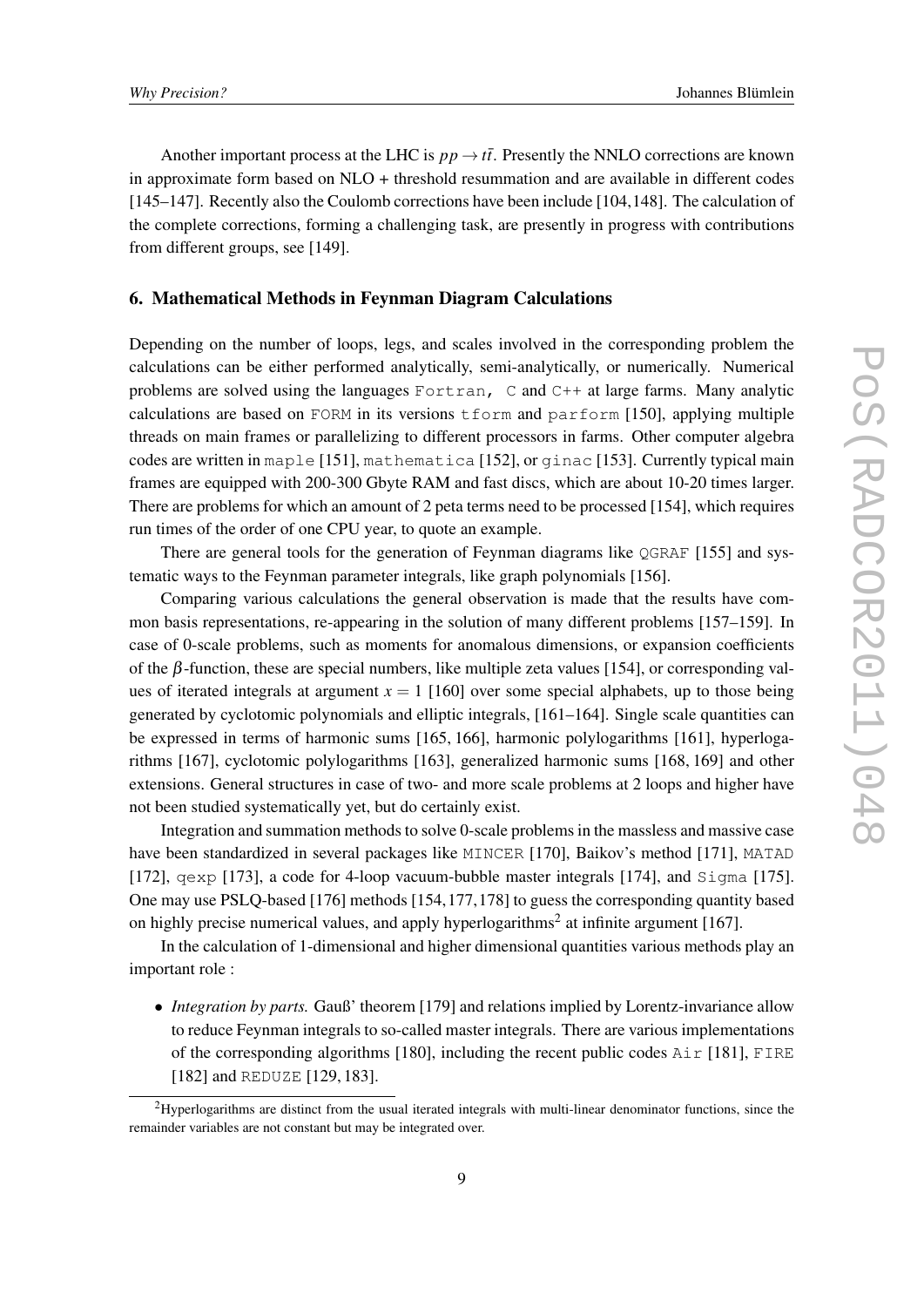Another important process at the LHC is $pp \to t\bar{t}$. Presently the NNLO corrections are known in approximate form based on NLO + threshold resummation and are available in different codes [145–147]. Recently also the Coulomb corrections have been include [104,148]. The calculation of the complete corrections, forming a challenging task, are presently in progress with contributions from different groups, see [149].

## 6. Mathematical Methods in Feynman Diagram Calculations

Depending on the number of loops, legs, and scales involved in the corresponding problem the calculations can be either performed analytically, semi-analytically, or numerically. Numerical problems are solved using the languages `Fortran`, `C` and `C++` at large farms. Many analytic calculations are based on `FORM` in its versions `tform` and `parform` [150], applying multiple threads on main frames or parallelizing to different processors in farms. Other computer algebra codes are written in `maple` [151], `mathematica` [152], or `ginac` [153]. Currently typical main frames are equipped with 200-300 Gbyte RAM and fast discs, which are about 10-20 times larger. There are problems for which an amount of 2 peta terms need to be processed [154], which requires run times of the order of one CPU year, to quote an example.

There are general tools for the generation of Feynman diagrams like `QGRAF` [155] and systematic ways to the Feynman parameter integrals, like graph polynomials [156].

Comparing various calculations the general observation is made that the results have common basis representations, re-appearing in the solution of many different problems [157–159]. In case of 0-scale problems, such as moments for anomalous dimensions, or expansion coefficients of the $\beta$-function, these are special numbers, like multiple zeta values [154], or corresponding values of iterated integrals at argument $x = 1$ [160] over some special alphabets, up to those being generated by cyclotomic polynomials and elliptic integrals, [161–164]. Single scale quantities can be expressed in terms of harmonic sums [165, 166], harmonic polylogarithms [161], hyperlogarithms [167], cyclotomic polylogarithms [163], generalized harmonic sums [168, 169] and other extensions. General structures in case of two- and more scale problems at 2 loops and higher have not been studied systematically yet, but do certainly exist.

Integration and summation methods to solve 0-scale problems in the massless and massive case have been standardized in several packages like `MINCER` [170], Baikov's method [171], `MATAD` [172], `qexp` [173], a code for 4-loop vacuum-bubble master integrals [174], and `Sigma` [175]. One may use PSLQ-based [176] methods [154,177,178] to guess the corresponding quantity based on highly precise numerical values, and apply hyperlogarithms[2] at infinite argument [167].

In the calculation of 1-dimensional and higher dimensional quantities various methods play an important role :

- *Integration by parts.* Gauß' theorem [179] and relations implied by Lorentz-invariance allow to reduce Feynman integrals to so-called master integrals. There are various implementations of the corresponding algorithms [180], including the recent public codes `Air` [181], `FIRE` [182] and `REDUZE` [129, 183].

[2] Hyperlogarithms are distinct from the usual iterated integrals with multi-linear denominator functions, since the remainder variables are not constant but may be integrated over.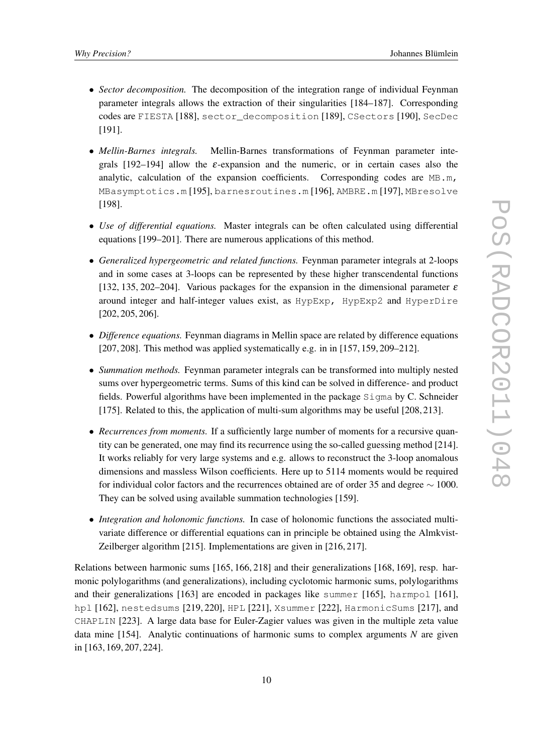- *Sector decomposition.* The decomposition of the integration range of individual Feynman parameter integrals allows the extraction of their singularities [184–187]. Corresponding codes are `FIESTA` [188], `sector_decomposition` [189], `CSectors` [190], `SecDec` [191].

- *Mellin-Barnes integrals.* Mellin-Barnes transformations of Feynman parameter integrals [192–194] allow the $\varepsilon$-expansion and the numeric, or in certain cases also the analytic, calculation of the expansion coefficients. Corresponding codes are `MB.m`, `MBasymptotics.m` [195], `barnesroutines.m` [196], `AMBRE.m` [197], `MBresolve` [198].

- *Use of differential equations.* Master integrals can be often calculated using differential equations [199–201]. There are numerous applications of this method.

- *Generalized hypergeometric and related functions.* Feynman parameter integrals at 2-loops and in some cases at 3-loops can be represented by these higher transcendental functions [132, 135, 202–204]. Various packages for the expansion in the dimensional parameter $\varepsilon$ around integer and half-integer values exist, as `HypExp`, `HypExp2` and `HyperDire` [202, 205, 206].

- *Difference equations.* Feynman diagrams in Mellin space are related by difference equations [207, 208]. This method was applied systematically e.g. in in [157, 159, 209–212].

- *Summation methods.* Feynman parameter integrals can be transformed into multiply nested sums over hypergeometric terms. Sums of this kind can be solved in difference- and product fields. Powerful algorithms have been implemented in the package `Sigma` by C. Schneider [175]. Related to this, the application of multi-sum algorithms may be useful [208, 213].

- *Recurrences from moments.* If a sufficiently large number of moments for a recursive quantity can be generated, one may find its recurrence using the so-called guessing method [214]. It works reliably for very large systems and e.g. allows to reconstruct the 3-loop anomalous dimensions and massless Wilson coefficients. Here up to 5114 moments would be required for individual color factors and the recurrences obtained are of order 35 and degree $\sim 1000$. They can be solved using available summation technologies [159].

- *Integration and holonomic functions.* In case of holonomic functions the associated multivariate difference or differential equations can in principle be obtained using the Almkvist-Zeilberger algorithm [215]. Implementations are given in [216, 217].

Relations between harmonic sums [165, 166, 218] and their generalizations [168, 169], resp. harmonic polylogarithms (and generalizations), including cyclotomic harmonic sums, polylogarithms and their generalizations [163] are encoded in packages like `summer` [165], `harmpol` [161], `hpl` [162], `nestedsums` [219, 220], `HPL` [221], `Xsummer` [222], `HarmonicSums` [217], and `CHAPLIN` [223]. A large data base for Euler-Zagier values was given in the multiple zeta value data mine [154]. Analytic continuations of harmonic sums to complex arguments $N$ are given in [163, 169, 207, 224].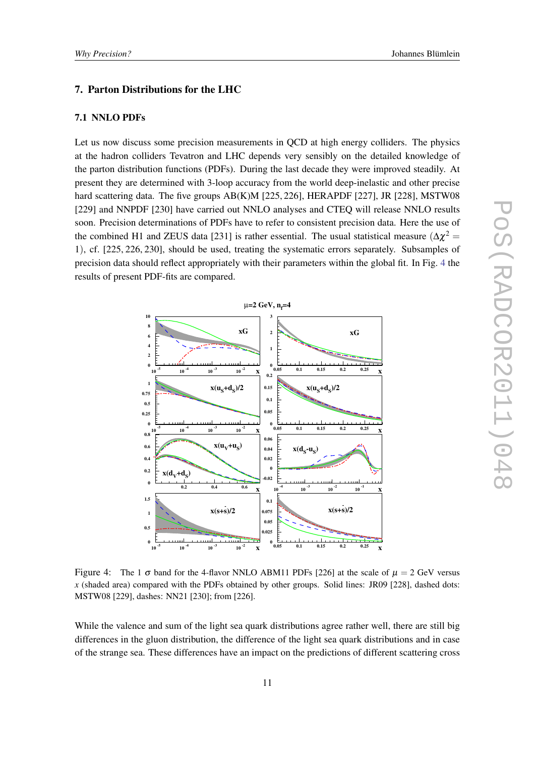## 7. Parton Distributions for the LHC

### 7.1 NNLO PDFs

Let us now discuss some precision measurements in QCD at high energy colliders. The physics at the hadron colliders Tevatron and LHC depends very sensibly on the detailed knowledge of the parton distribution functions (PDFs). During the last decade they were improved steadily. At present they are determined with 3-loop accuracy from the world deep-inelastic and other precise hard scattering data. The five groups AB(K)M [225, 226], HERAPDF [227], JR [228], MSTW08 [229] and NNPDF [230] have carried out NNLO analyses and CTEQ will release NNLO results soon. Precision determinations of PDFs have to refer to consistent precision data. Here the use of the combined H1 and ZEUS data [231] is rather essential. The usual statistical measure ($\Delta\chi^2 = 1$), cf. [225, 226, 230], should be used, treating the systematic errors separately. Subsamples of precision data should reflect appropriately with their parameters within the global fit. In Fig. 4 the results of present PDF-fits are compared.

Figure 4: The 1 $\sigma$ band for the 4-flavor NNLO ABM11 PDFs [226] at the scale of $\mu = 2$ GeV versus $x$ (shaded area) compared with the PDFs obtained by other groups. Solid lines: JR09 [228], dashed dots: MSTW08 [229], dashes: NN21 [230]; from [226].

While the valence and sum of the light sea quark distributions agree rather well, there are still big differences in the gluon distribution, the difference of the light sea quark distributions and in case of the strange sea. These differences have an impact on the predictions of different scattering cross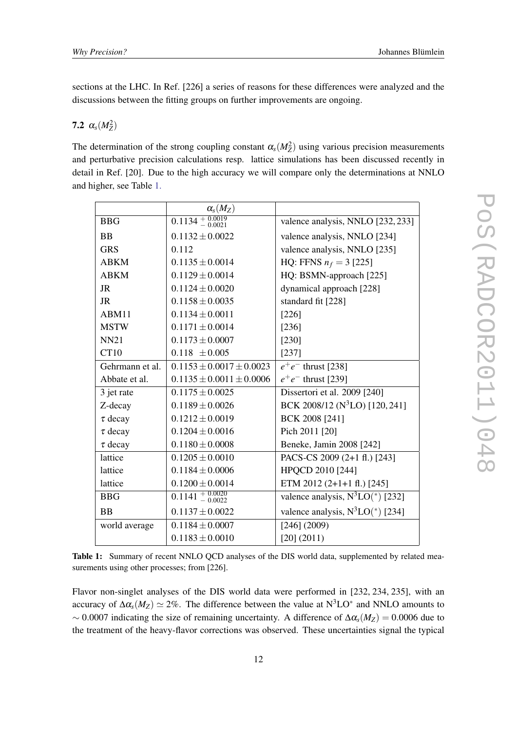sections at the LHC. In Ref. [226] a series of reasons for these differences were analyzed and the discussions between the fitting groups on further improvements are ongoing.

### 7.2 $\alpha_s(M_Z^2)$

The determination of the strong coupling constant $\alpha_s(M_Z^2)$ using various precision measurements and perturbative precision calculations resp. lattice simulations has been discussed recently in detail in Ref. [20]. Due to the high accuracy we will compare only the determinations at NNLO and higher, see Table 1.

| | $\alpha_s(M_Z)$ | |
|---|---|---|
| BBG | $0.1134\ ^{+\,0.0019}_{-\,0.0021}$ | valence analysis, NNLO [232, 233] |
| BB | $0.1132 \pm 0.0022$ | valence analysis, NNLO [234] |
| GRS | $0.112$ | valence analysis, NNLO [235] |
| ABKM | $0.1135 \pm 0.0014$ | HQ: FFNS $n_f = 3$ [225] |
| ABKM | $0.1129 \pm 0.0014$ | HQ: BSMN-approach [225] |
| JR | $0.1124 \pm 0.0020$ | dynamical approach [228] |
| JR | $0.1158 \pm 0.0035$ | standard fit [228] |
| ABM11 | $0.1134 \pm 0.0011$ | [226] |
| MSTW | $0.1171 \pm 0.0014$ | [236] |
| NN21 | $0.1173 \pm 0.0007$ | [230] |
| CT10 | $0.118 \ \pm 0.005$ | [237] |
| Gehrmann et al. | $0.1153 \pm 0.0017 \pm 0.0023$ | $e^+e^-$ thrust [238] |
| Abbate et al. | $0.1135 \pm 0.0011 \pm 0.0006$ | $e^+e^-$ thrust [239] |
| 3 jet rate | $0.1175 \pm 0.0025$ | Dissertori et al. 2009 [240] |
| Z-decay | $0.1189 \pm 0.0026$ | BCK 2008/12 (N$^3$LO) [120, 241] |
| $\tau$ decay | $0.1212 \pm 0.0019$ | BCK 2008 [241] |
| $\tau$ decay | $0.1204 \pm 0.0016$ | Pich 2011 [20] |
| $\tau$ decay | $0.1180 \pm 0.0008$ | Beneke, Jamin 2008 [242] |
| lattice | $0.1205 \pm 0.0010$ | PACS-CS 2009 (2+1 fl.) [243] |
| lattice | $0.1184 \pm 0.0006$ | HPQCD 2010 [244] |
| lattice | $0.1200 \pm 0.0014$ | ETM 2012 (2+1+1 fl.) [245] |
| BBG | $0.1141\ ^{+\,0.0020}_{-\,0.0022}$ | valence analysis, N$^3$LO$(^*)$ [232] |
| BB | $0.1137 \pm 0.0022$ | valence analysis, N$^3$LO$(^*)$ [234] |
| world average | $0.1184 \pm 0.0007$ | [246] (2009) |
| | $0.1183 \pm 0.0010$ | [20] (2011) |

**Table 1:** Summary of recent NNLO QCD analyses of the DIS world data, supplemented by related measurements using other processes; from [226].

Flavor non-singlet analyses of the DIS world data were performed in [232, 234, 235], with an accuracy of $\Delta\alpha_s(M_Z) \simeq 2\%$. The difference between the value at N$^3$LO$^*$ and NNLO amounts to $\sim 0.0007$ indicating the size of remaining uncertainty. A difference of $\Delta\alpha_s(M_Z) = 0.0006$ due to the treatment of the heavy-flavor corrections was observed. These uncertainties signal the typical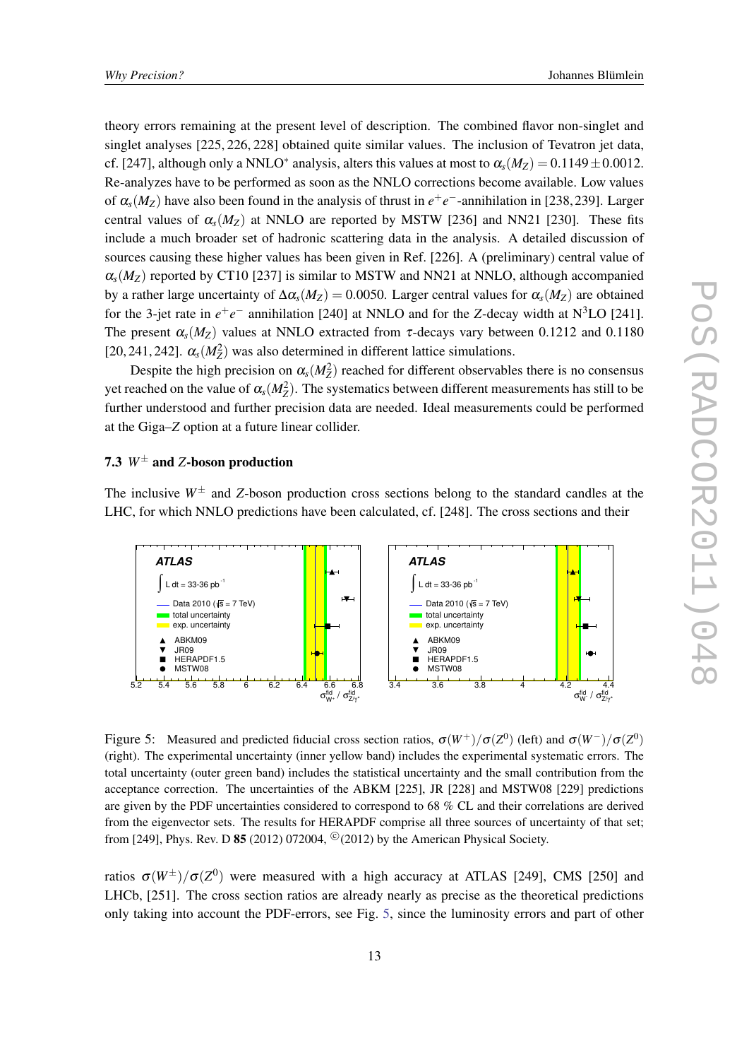theory errors remaining at the present level of description. The combined flavor non-singlet and singlet analyses [225, 226, 228] obtained quite similar values. The inclusion of Tevatron jet data, cf. [247], although only a NNLO$^*$ analysis, alters this values at most to $\alpha_s(M_Z) = 0.1149 \pm 0.0012$. Re-analyzes have to be performed as soon as the NNLO corrections become available. Low values of $\alpha_s(M_Z)$ have also been found in the analysis of thrust in $e^+e^-$-annihilation in [238, 239]. Larger central values of $\alpha_s(M_Z)$ at NNLO are reported by MSTW [236] and NN21 [230]. These fits include a much broader set of hadronic scattering data in the analysis. A detailed discussion of sources causing these higher values has been given in Ref. [226]. A (preliminary) central value of $\alpha_s(M_Z)$ reported by CT10 [237] is similar to MSTW and NN21 at NNLO, although accompanied by a rather large uncertainty of $\Delta\alpha_s(M_Z) = 0.0050$. Larger central values for $\alpha_s(M_Z)$ are obtained for the 3-jet rate in $e^+e^-$ annihilation [240] at NNLO and for the $Z$-decay width at N$^3$LO [241]. The present $\alpha_s(M_Z)$ values at NNLO extracted from $\tau$-decays vary between 0.1212 and 0.1180 [20, 241, 242]. $\alpha_s(M_Z^2)$ was also determined in different lattice simulations.

Despite the high precision on $\alpha_s(M_Z^2)$ reached for different observables there is no consensus yet reached on the value of $\alpha_s(M_Z^2)$. The systematics between different measurements has still to be further understood and further precision data are needed. Ideal measurements could be performed at the Giga–$Z$ option at a future linear collider.

### 7.3 $W^\pm$ and $Z$-boson production

The inclusive $W^\pm$ and $Z$-boson production cross sections belong to the standard candles at the LHC, for which NNLO predictions have been calculated, cf. [248]. The cross sections and their

Figure 5: Measured and predicted fiducial cross section ratios, $\sigma(W^+)/\sigma(Z^0)$ (left) and $\sigma(W^-)/\sigma(Z^0)$ (right). The experimental uncertainty (inner yellow band) includes the experimental systematic errors. The total uncertainty (outer green band) includes the statistical uncertainty and the small contribution from the acceptance correction. The uncertainties of the ABKM [225], JR [228] and MSTW08 [229] predictions are given by the PDF uncertainties considered to correspond to 68 % CL and their correlations are derived from the eigenvector sets. The results for HERAPDF comprise all three sources of uncertainty of that set; from [249], Phys. Rev. D **85** (2012) 072004, ©(2012) by the American Physical Society.

ratios $\sigma(W^\pm)/\sigma(Z^0)$ were measured with a high accuracy at ATLAS [249], CMS [250] and LHCb, [251]. The cross section ratios are already nearly as precise as the theoretical predictions only taking into account the PDF-errors, see Fig. 5, since the luminosity errors and part of other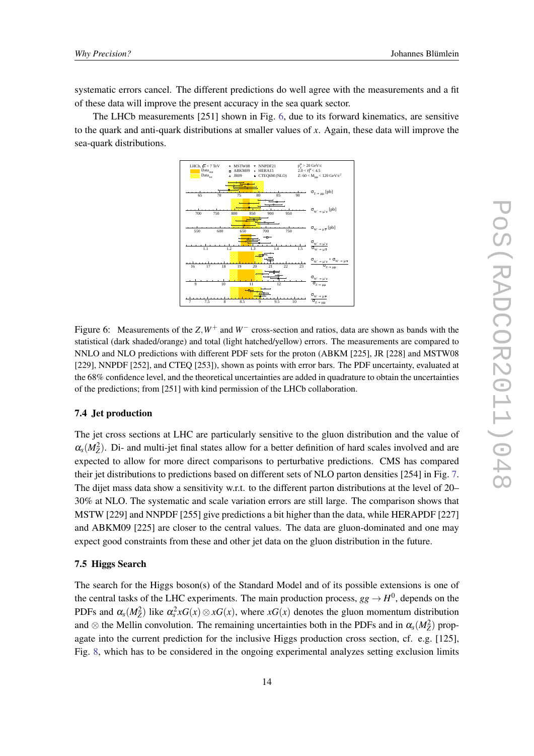systematic errors cancel. The different predictions do well agree with the measurements and a fit of these data will improve the present accuracy in the sea quark sector.

The LHCb measurements [251] shown in Fig. 6, due to its forward kinematics, are sensitive to the quark and anti-quark distributions at smaller values of $x$. Again, these data will improve the sea-quark distributions.

Figure 6: Measurements of the $Z, W^+$ and $W^-$ cross-section and ratios, data are shown as bands with the statistical (dark shaded/orange) and total (light hatched/yellow) errors. The measurements are compared to NNLO and NLO predictions with different PDF sets for the proton (ABKM [225], JR [228] and MSTW08 [229], NNPDF [252], and CTEQ [253]), shown as points with error bars. The PDF uncertainty, evaluated at the 68% confidence level, and the theoretical uncertainties are added in quadrature to obtain the uncertainties of the predictions; from [251] with kind permission of the LHCb collaboration.

### 7.4 Jet production

The jet cross sections at LHC are particularly sensitive to the gluon distribution and the value of $\alpha_s(M_Z^2)$. Di- and multi-jet final states allow for a better definition of hard scales involved and are expected to allow for more direct comparisons to perturbative predictions. CMS has compared their jet distributions to predictions based on different sets of NLO parton densities [254] in Fig. 7. The dijet mass data show a sensitivity w.r.t. to the different parton distributions at the level of 20–30% at NLO. The systematic and scale variation errors are still large. The comparison shows that MSTW [229] and NNPDF [255] give predictions a bit higher than the data, while HERAPDF [227] and ABKM09 [225] are closer to the central values. The data are gluon-dominated and one may expect good constraints from these and other jet data on the gluon distribution in the future.

### 7.5 Higgs Search

The search for the Higgs boson(s) of the Standard Model and of its possible extensions is one of the central tasks of the LHC experiments. The main production process, $gg \to H^0$, depends on the PDFs and $\alpha_s(M_Z^2)$ like $\alpha_s^2 xG(x) \otimes xG(x)$, where $xG(x)$ denotes the gluon momentum distribution and $\otimes$ the Mellin convolution. The remaining uncertainties both in the PDFs and in $\alpha_s(M_Z^2)$ propagate into the current prediction for the inclusive Higgs production cross section, cf. e.g. [125], Fig. 8, which has to be considered in the ongoing experimental analyzes setting exclusion limits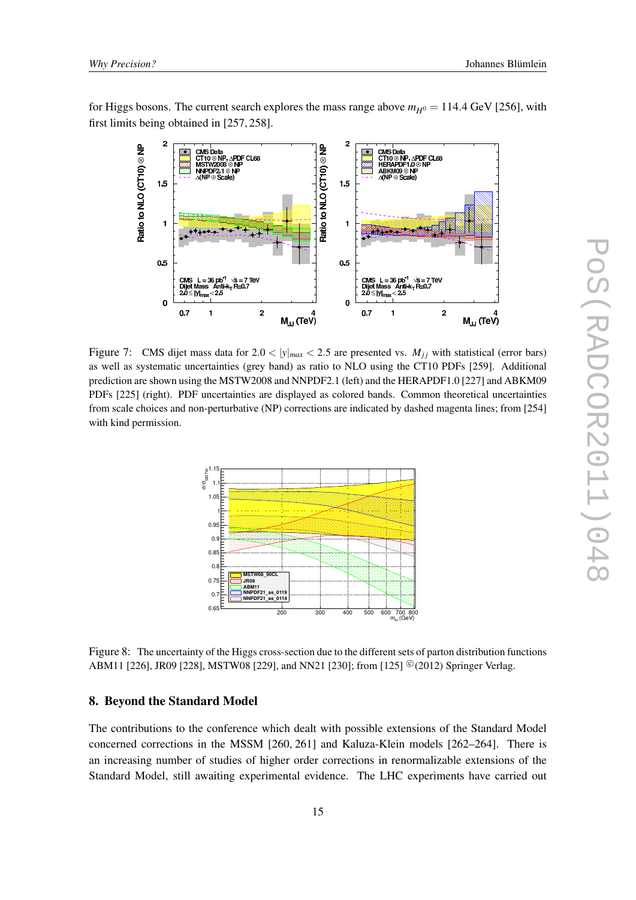for Higgs bosons. The current search explores the mass range above $m_{H^0} = 114.4$ GeV [256], with first limits being obtained in [257, 258].

Figure 7: CMS dijet mass data for $2.0 < |y|_{max} < 2.5$ are presented vs. $M_{jj}$ with statistical (error bars) as well as systematic uncertainties (grey band) as ratio to NLO using the CT10 PDFs [259]. Additional prediction are shown using the MSTW2008 and NNPDF2.1 (left) and the HERAPDF1.0 [227] and ABKM09 PDFs [225] (right). PDF uncertainties are displayed as colored bands. Common theoretical uncertainties from scale choices and non-perturbative (NP) corrections are indicated by dashed magenta lines; from [254] with kind permission.

Figure 8: The uncertainty of the Higgs cross-section due to the different sets of parton distribution functions ABM11 [226], JR09 [228], MSTW08 [229], and NN21 [230]; from [125] ©(2012) Springer Verlag.

## 8. Beyond the Standard Model

The contributions to the conference which dealt with possible extensions of the Standard Model concerned corrections in the MSSM [260, 261] and Kaluza-Klein models [262–264]. There is an increasing number of studies of higher order corrections in renormalizable extensions of the Standard Model, still awaiting experimental evidence. The LHC experiments have carried out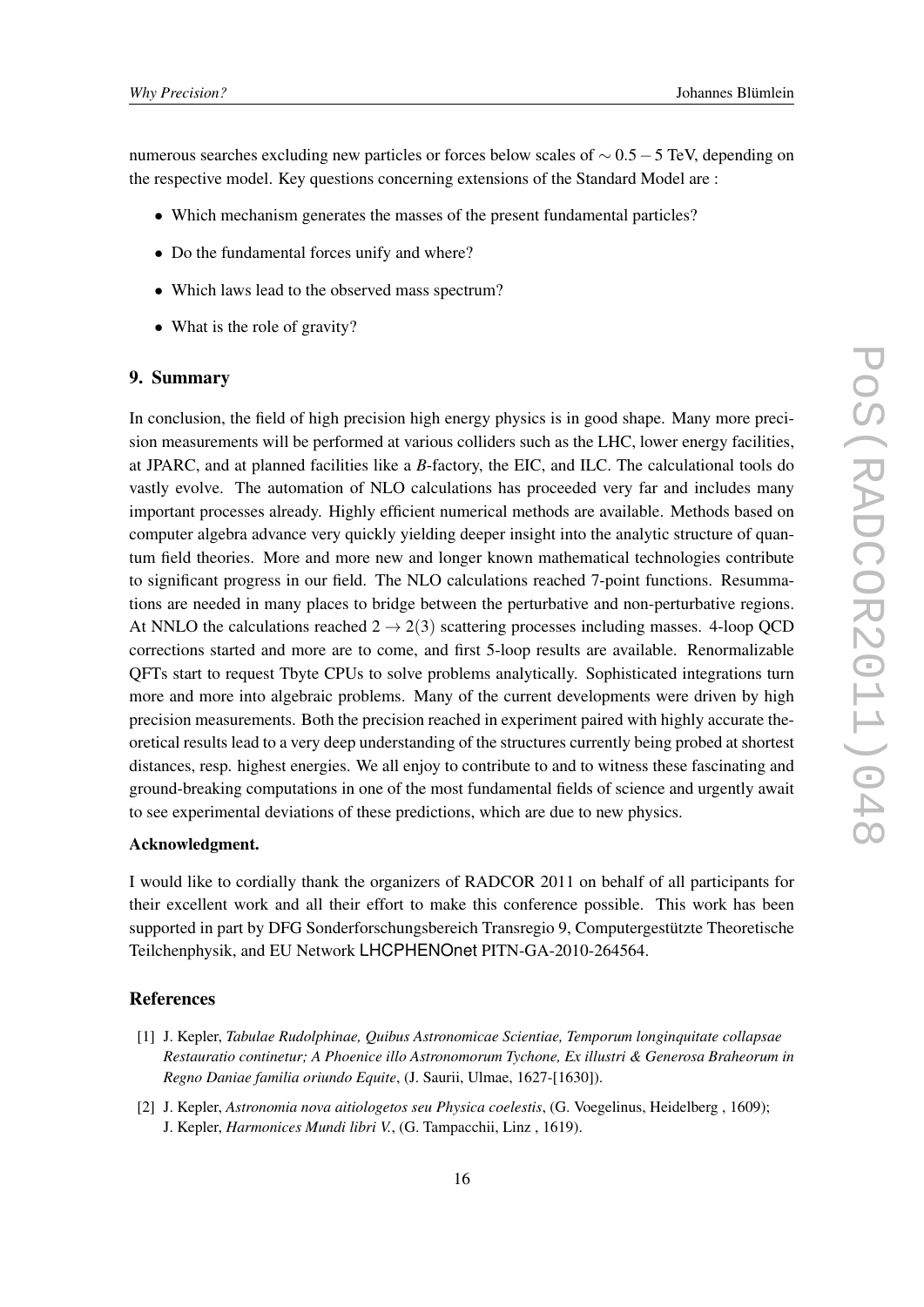numerous searches excluding new particles or forces below scales of $\sim 0.5 - 5$ TeV, depending on the respective model. Key questions concerning extensions of the Standard Model are :

- Which mechanism generates the masses of the present fundamental particles?
- Do the fundamental forces unify and where?
- Which laws lead to the observed mass spectrum?
- What is the role of gravity?

## 9. Summary

In conclusion, the field of high precision high energy physics is in good shape. Many more precision measurements will be performed at various colliders such as the LHC, lower energy facilities, at JPARC, and at planned facilities like a $B$-factory, the EIC, and ILC. The calculational tools do vastly evolve. The automation of NLO calculations has proceeded very far and includes many important processes already. Highly efficient numerical methods are available. Methods based on computer algebra advance very quickly yielding deeper insight into the analytic structure of quantum field theories. More and more new and longer known mathematical technologies contribute to significant progress in our field. The NLO calculations reached 7-point functions. Resummations are needed in many places to bridge between the perturbative and non-perturbative regions. At NNLO the calculations reached $2 \rightarrow 2(3)$ scattering processes including masses. 4-loop QCD corrections started and more are to come, and first 5-loop results are available. Renormalizable QFTs start to request Tbyte CPUs to solve problems analytically. Sophisticated integrations turn more and more into algebraic problems. Many of the current developments were driven by high precision measurements. Both the precision reached in experiment paired with highly accurate theoretical results lead to a very deep understanding of the structures currently being probed at shortest distances, resp. highest energies. We all enjoy to contribute to and to witness these fascinating and ground-breaking computations in one of the most fundamental fields of science and urgently await to see experimental deviations of these predictions, which are due to new physics.

**Acknowledgment.**

I would like to cordially thank the organizers of RADCOR 2011 on behalf of all participants for their excellent work and all their effort to make this conference possible. This work has been supported in part by DFG Sonderforschungsbereich Transregio 9, Computergestützte Theoretische Teilchenphysik, and EU Network LHCPHENOnet PITN-GA-2010-264564.

## References

[1] J. Kepler, *Tabulae Rudolphinae, Quibus Astronomicae Scientiae, Temporum longinquitate collapsae Restauratio continetur; A Phoenice illo Astronomorum Tychone, Ex illustri & Generosa Braheorum in Regno Daniae familia oriundo Equite*, (J. Saurii, Ulmae, 1627-[1630]).

[2] J. Kepler, *Astronomia nova aitiologetos seu Physica coelestis*, (G. Voegelinus, Heidelberg , 1609); J. Kepler, *Harmonices Mundi libri V.*, (G. Tampacchii, Linz , 1619).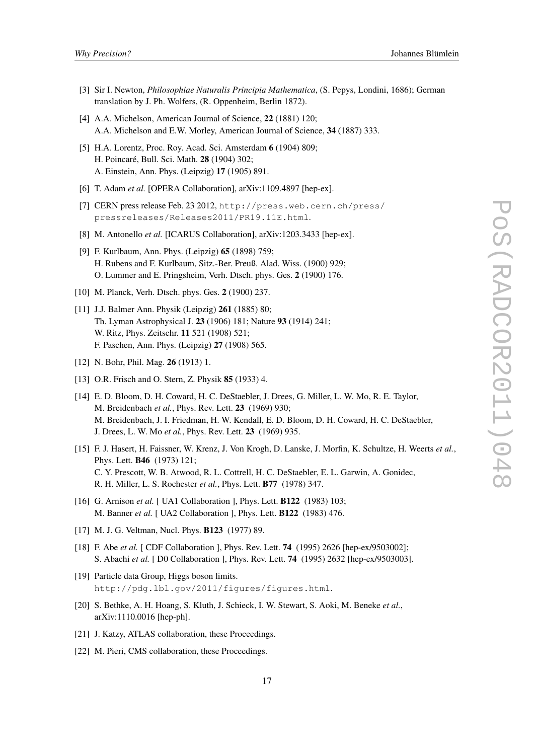[3] Sir I. Newton, *Philosophiae Naturalis Principia Mathematica*, (S. Pepys, Londini, 1686); German translation by J. Ph. Wolfers, (R. Oppenheim, Berlin 1872).

[4] A.A. Michelson, American Journal of Science, **22** (1881) 120;
A.A. Michelson and E.W. Morley, American Journal of Science, **34** (1887) 333.

[5] H.A. Lorentz, Proc. Roy. Acad. Sci. Amsterdam **6** (1904) 809;
H. Poincaré, Bull. Sci. Math. **28** (1904) 302;
A. Einstein, Ann. Phys. (Leipzig) **17** (1905) 891.

[6] T. Adam *et al.* [OPERA Collaboration], arXiv:1109.4897 [hep-ex].

[7] CERN press release Feb. 23 2012, http://press.web.cern.ch/press/pressreleases/Releases2011/PR19.11E.html.

[8] M. Antonello *et al.* [ICARUS Collaboration], arXiv:1203.3433 [hep-ex].

[9] F. Kurlbaum, Ann. Phys. (Leipzig) **65** (1898) 759;
H. Rubens and F. Kurlbaum, Sitz.-Ber. Preuß. Alad. Wiss. (1900) 929;
O. Lummer and E. Pringsheim, Verh. Dtsch. phys. Ges. **2** (1900) 176.

[10] M. Planck, Verh. Dtsch. phys. Ges. **2** (1900) 237.

[11] J.J. Balmer Ann. Physik (Leipzig) **261** (1885) 80;
Th. Lyman Astrophysical J. **23** (1906) 181; Nature **93** (1914) 241;
W. Ritz, Phys. Zeitschr. **11** 521 (1908) 521;
F. Paschen, Ann. Phys. (Leipzig) **27** (1908) 565.

[12] N. Bohr, Phil. Mag. **26** (1913) 1.

[13] O.R. Frisch and O. Stern, Z. Physik **85** (1933) 4.

[14] E. D. Bloom, D. H. Coward, H. C. DeStaebler, J. Drees, G. Miller, L. W. Mo, R. E. Taylor, M. Breidenbach *et al.*, Phys. Rev. Lett. **23** (1969) 930;
M. Breidenbach, J. I. Friedman, H. W. Kendall, E. D. Bloom, D. H. Coward, H. C. DeStaebler, J. Drees, L. W. Mo *et al.*, Phys. Rev. Lett. **23** (1969) 935.

[15] F. J. Hasert, H. Faissner, W. Krenz, J. Von Krogh, D. Lanske, J. Morfin, K. Schultze, H. Weerts *et al.*, Phys. Lett. **B46** (1973) 121;
C. Y. Prescott, W. B. Atwood, R. L. Cottrell, H. C. DeStaebler, E. L. Garwin, A. Gonidec, R. H. Miller, L. S. Rochester *et al.*, Phys. Lett. **B77** (1978) 347.

[16] G. Arnison *et al.* [ UA1 Collaboration ], Phys. Lett. **B122** (1983) 103;
M. Banner *et al.* [ UA2 Collaboration ], Phys. Lett. **B122** (1983) 476.

[17] M. J. G. Veltman, Nucl. Phys. **B123** (1977) 89.

[18] F. Abe *et al.* [ CDF Collaboration ], Phys. Rev. Lett. **74** (1995) 2626 [hep-ex/9503002];
S. Abachi *et al.* [ D0 Collaboration ], Phys. Rev. Lett. **74** (1995) 2632 [hep-ex/9503003].

[19] Particle data Group, Higgs boson limits.
http://pdg.lbl.gov/2011/figures/figures.html.

[20] S. Bethke, A. H. Hoang, S. Kluth, J. Schieck, I. W. Stewart, S. Aoki, M. Beneke *et al.*, arXiv:1110.0016 [hep-ph].

[21] J. Katzy, ATLAS collaboration, these Proceedings.

[22] M. Pieri, CMS collaboration, these Proceedings.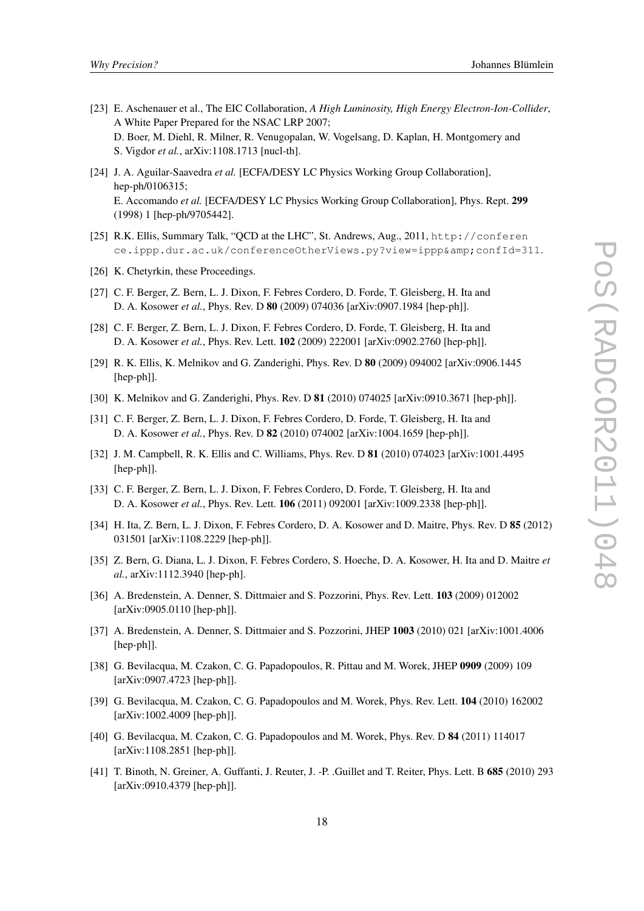[23] E. Aschenauer et al., The EIC Collaboration, *A High Luminosity, High Energy Electron-Ion-Collider*, A White Paper Prepared for the NSAC LRP 2007;
D. Boer, M. Diehl, R. Milner, R. Venugopalan, W. Vogelsang, D. Kaplan, H. Montgomery and S. Vigdor *et al.*, arXiv:1108.1713 [nucl-th].

[24] J. A. Aguilar-Saavedra *et al.* [ECFA/DESY LC Physics Working Group Collaboration], hep-ph/0106315;
E. Accomando *et al.* [ECFA/DESY LC Physics Working Group Collaboration], Phys. Rept. **299** (1998) 1 [hep-ph/9705442].

[25] R.K. Ellis, Summary Talk, "QCD at the LHC", St. Andrews, Aug., 2011, `http://conference.ippp.dur.ac.uk/conferenceOtherViews.py?view=ippp&amp;confId=311`.

[26] K. Chetyrkin, these Proceedings.

[27] C. F. Berger, Z. Bern, L. J. Dixon, F. Febres Cordero, D. Forde, T. Gleisberg, H. Ita and D. A. Kosower *et al.*, Phys. Rev. D **80** (2009) 074036 [arXiv:0907.1984 [hep-ph]].

[28] C. F. Berger, Z. Bern, L. J. Dixon, F. Febres Cordero, D. Forde, T. Gleisberg, H. Ita and D. A. Kosower *et al.*, Phys. Rev. Lett. **102** (2009) 222001 [arXiv:0902.2760 [hep-ph]].

[29] R. K. Ellis, K. Melnikov and G. Zanderighi, Phys. Rev. D **80** (2009) 094002 [arXiv:0906.1445 [hep-ph]].

[30] K. Melnikov and G. Zanderighi, Phys. Rev. D **81** (2010) 074025 [arXiv:0910.3671 [hep-ph]].

[31] C. F. Berger, Z. Bern, L. J. Dixon, F. Febres Cordero, D. Forde, T. Gleisberg, H. Ita and D. A. Kosower *et al.*, Phys. Rev. D **82** (2010) 074002 [arXiv:1004.1659 [hep-ph]].

[32] J. M. Campbell, R. K. Ellis and C. Williams, Phys. Rev. D **81** (2010) 074023 [arXiv:1001.4495 [hep-ph]].

[33] C. F. Berger, Z. Bern, L. J. Dixon, F. Febres Cordero, D. Forde, T. Gleisberg, H. Ita and D. A. Kosower *et al.*, Phys. Rev. Lett. **106** (2011) 092001 [arXiv:1009.2338 [hep-ph]].

[34] H. Ita, Z. Bern, L. J. Dixon, F. Febres Cordero, D. A. Kosower and D. Maitre, Phys. Rev. D **85** (2012) 031501 [arXiv:1108.2229 [hep-ph]].

[35] Z. Bern, G. Diana, L. J. Dixon, F. Febres Cordero, S. Hoeche, D. A. Kosower, H. Ita and D. Maitre *et al.*, arXiv:1112.3940 [hep-ph].

[36] A. Bredenstein, A. Denner, S. Dittmaier and S. Pozzorini, Phys. Rev. Lett. **103** (2009) 012002 [arXiv:0905.0110 [hep-ph]].

[37] A. Bredenstein, A. Denner, S. Dittmaier and S. Pozzorini, JHEP **1003** (2010) 021 [arXiv:1001.4006 [hep-ph]].

[38] G. Bevilacqua, M. Czakon, C. G. Papadopoulos, R. Pittau and M. Worek, JHEP **0909** (2009) 109 [arXiv:0907.4723 [hep-ph]].

[39] G. Bevilacqua, M. Czakon, C. G. Papadopoulos and M. Worek, Phys. Rev. Lett. **104** (2010) 162002 [arXiv:1002.4009 [hep-ph]].

[40] G. Bevilacqua, M. Czakon, C. G. Papadopoulos and M. Worek, Phys. Rev. D **84** (2011) 114017 [arXiv:1108.2851 [hep-ph]].

[41] T. Binoth, N. Greiner, A. Guffanti, J. Reuter, J. -P. .Guillet and T. Reiter, Phys. Lett. B **685** (2010) 293 [arXiv:0910.4379 [hep-ph]].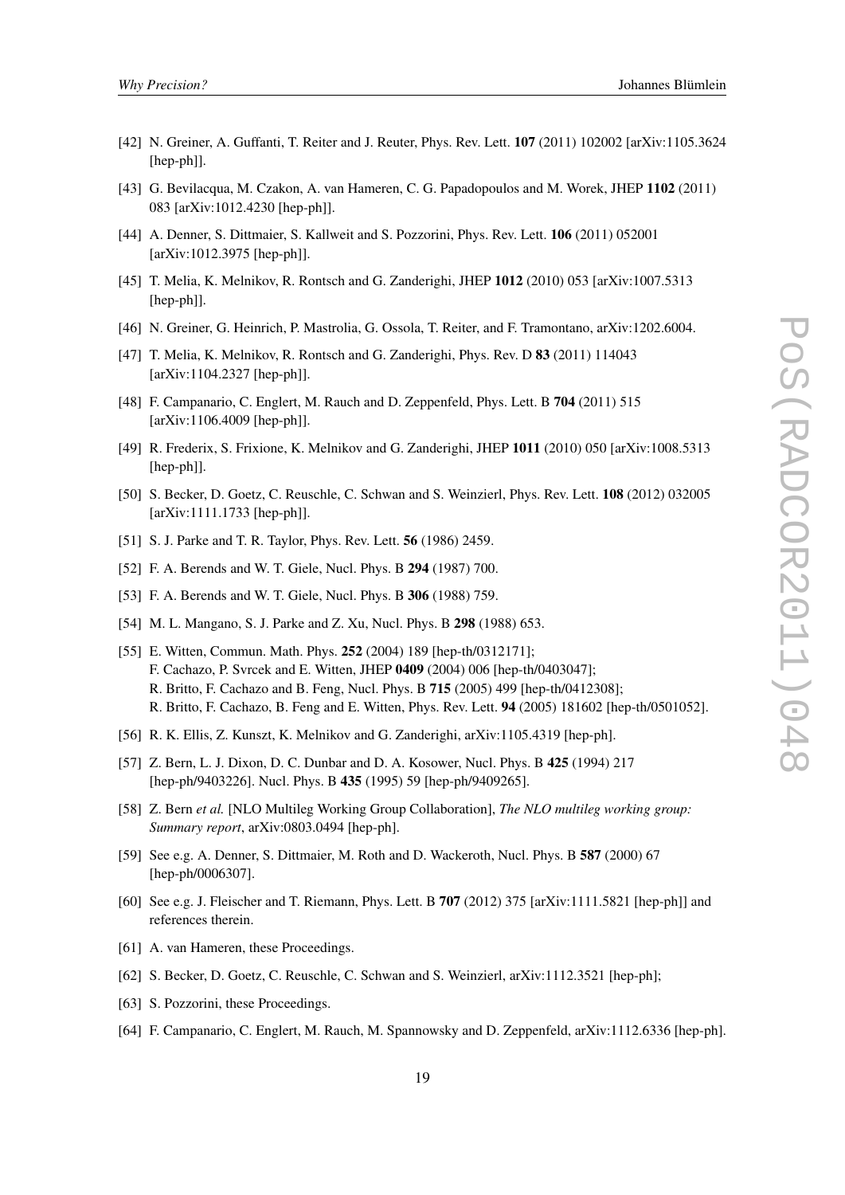[42] N. Greiner, A. Guffanti, T. Reiter and J. Reuter, Phys. Rev. Lett. **107** (2011) 102002 [arXiv:1105.3624 [hep-ph]].

[43] G. Bevilacqua, M. Czakon, A. van Hameren, C. G. Papadopoulos and M. Worek, JHEP **1102** (2011) 083 [arXiv:1012.4230 [hep-ph]].

[44] A. Denner, S. Dittmaier, S. Kallweit and S. Pozzorini, Phys. Rev. Lett. **106** (2011) 052001 [arXiv:1012.3975 [hep-ph]].

[45] T. Melia, K. Melnikov, R. Rontsch and G. Zanderighi, JHEP **1012** (2010) 053 [arXiv:1007.5313 [hep-ph]].

[46] N. Greiner, G. Heinrich, P. Mastrolia, G. Ossola, T. Reiter, and F. Tramontano, arXiv:1202.6004.

[47] T. Melia, K. Melnikov, R. Rontsch and G. Zanderighi, Phys. Rev. D **83** (2011) 114043 [arXiv:1104.2327 [hep-ph]].

[48] F. Campanario, C. Englert, M. Rauch and D. Zeppenfeld, Phys. Lett. B **704** (2011) 515 [arXiv:1106.4009 [hep-ph]].

[49] R. Frederix, S. Frixione, K. Melnikov and G. Zanderighi, JHEP **1011** (2010) 050 [arXiv:1008.5313 [hep-ph]].

[50] S. Becker, D. Goetz, C. Reuschle, C. Schwan and S. Weinzierl, Phys. Rev. Lett. **108** (2012) 032005 [arXiv:1111.1733 [hep-ph]].

[51] S. J. Parke and T. R. Taylor, Phys. Rev. Lett. **56** (1986) 2459.

[52] F. A. Berends and W. T. Giele, Nucl. Phys. B **294** (1987) 700.

[53] F. A. Berends and W. T. Giele, Nucl. Phys. B **306** (1988) 759.

[54] M. L. Mangano, S. J. Parke and Z. Xu, Nucl. Phys. B **298** (1988) 653.

[55] E. Witten, Commun. Math. Phys. **252** (2004) 189 [hep-th/0312171];
F. Cachazo, P. Svrcek and E. Witten, JHEP **0409** (2004) 006 [hep-th/0403047];
R. Britto, F. Cachazo and B. Feng, Nucl. Phys. B **715** (2005) 499 [hep-th/0412308];
R. Britto, F. Cachazo, B. Feng and E. Witten, Phys. Rev. Lett. **94** (2005) 181602 [hep-th/0501052].

[56] R. K. Ellis, Z. Kunszt, K. Melnikov and G. Zanderighi, arXiv:1105.4319 [hep-ph].

[57] Z. Bern, L. J. Dixon, D. C. Dunbar and D. A. Kosower, Nucl. Phys. B **425** (1994) 217 [hep-ph/9403226]. Nucl. Phys. B **435** (1995) 59 [hep-ph/9409265].

[58] Z. Bern *et al.* [NLO Multileg Working Group Collaboration], *The NLO multileg working group: Summary report*, arXiv:0803.0494 [hep-ph].

[59] See e.g. A. Denner, S. Dittmaier, M. Roth and D. Wackeroth, Nucl. Phys. B **587** (2000) 67 [hep-ph/0006307].

[60] See e.g. J. Fleischer and T. Riemann, Phys. Lett. B **707** (2012) 375 [arXiv:1111.5821 [hep-ph]] and references therein.

[61] A. van Hameren, these Proceedings.

[62] S. Becker, D. Goetz, C. Reuschle, C. Schwan and S. Weinzierl, arXiv:1112.3521 [hep-ph];

[63] S. Pozzorini, these Proceedings.

[64] F. Campanario, C. Englert, M. Rauch, M. Spannowsky and D. Zeppenfeld, arXiv:1112.6336 [hep-ph].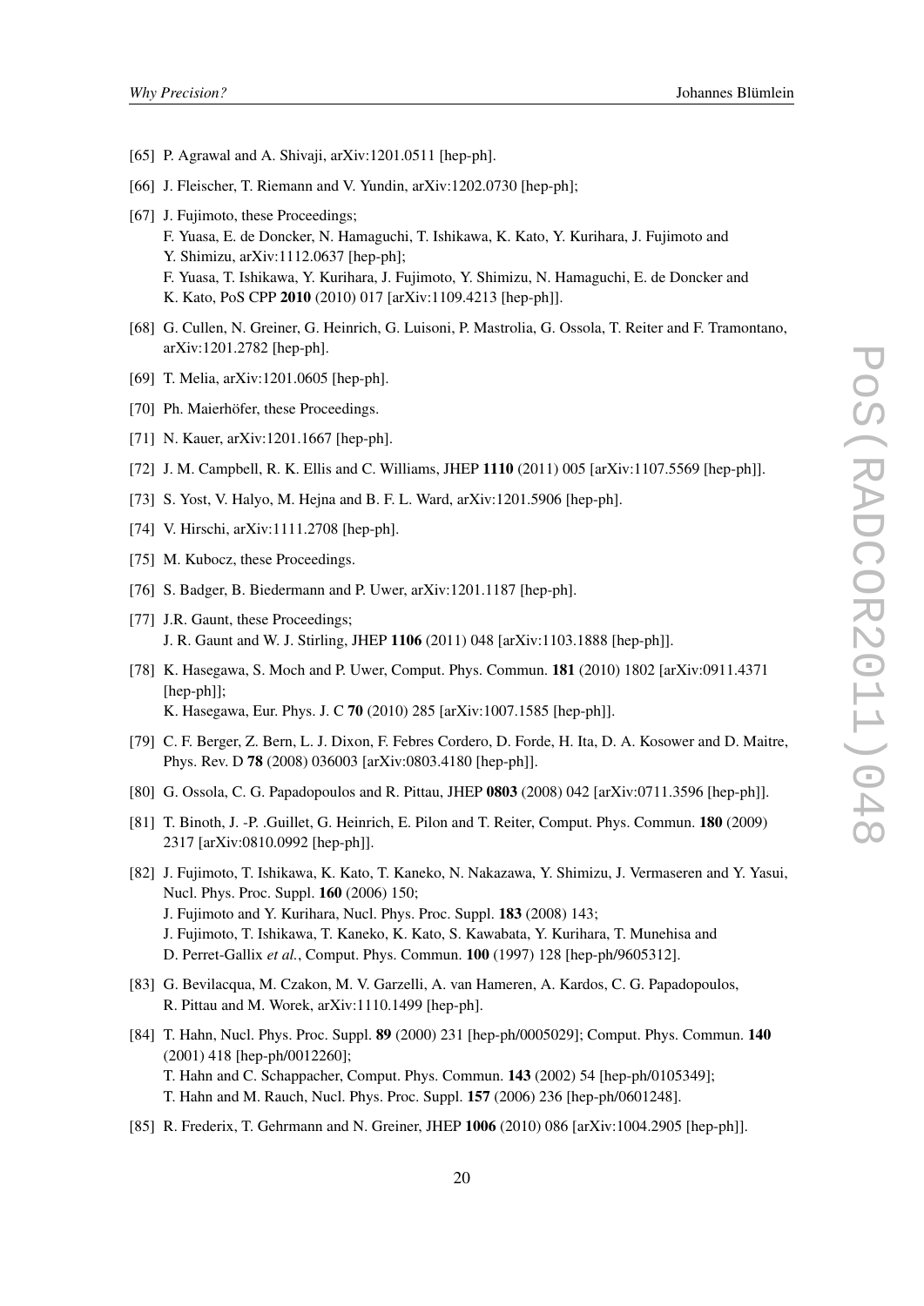[65] P. Agrawal and A. Shivaji, arXiv:1201.0511 [hep-ph].

[66] J. Fleischer, T. Riemann and V. Yundin, arXiv:1202.0730 [hep-ph];

[67] J. Fujimoto, these Proceedings;
F. Yuasa, E. de Doncker, N. Hamaguchi, T. Ishikawa, K. Kato, Y. Kurihara, J. Fujimoto and Y. Shimizu, arXiv:1112.0637 [hep-ph];
F. Yuasa, T. Ishikawa, Y. Kurihara, J. Fujimoto, Y. Shimizu, N. Hamaguchi, E. de Doncker and K. Kato, PoS CPP **2010** (2010) 017 [arXiv:1109.4213 [hep-ph]].

[68] G. Cullen, N. Greiner, G. Heinrich, G. Luisoni, P. Mastrolia, G. Ossola, T. Reiter and F. Tramontano, arXiv:1201.2782 [hep-ph].

[69] T. Melia, arXiv:1201.0605 [hep-ph].

[70] Ph. Maierhöfer, these Proceedings.

[71] N. Kauer, arXiv:1201.1667 [hep-ph].

[72] J. M. Campbell, R. K. Ellis and C. Williams, JHEP **1110** (2011) 005 [arXiv:1107.5569 [hep-ph]].

[73] S. Yost, V. Halyo, M. Hejna and B. F. L. Ward, arXiv:1201.5906 [hep-ph].

[74] V. Hirschi, arXiv:1111.2708 [hep-ph].

[75] M. Kubocz, these Proceedings.

[76] S. Badger, B. Biedermann and P. Uwer, arXiv:1201.1187 [hep-ph].

[77] J.R. Gaunt, these Proceedings;
J. R. Gaunt and W. J. Stirling, JHEP **1106** (2011) 048 [arXiv:1103.1888 [hep-ph]].

[78] K. Hasegawa, S. Moch and P. Uwer, Comput. Phys. Commun. **181** (2010) 1802 [arXiv:0911.4371 [hep-ph]];
K. Hasegawa, Eur. Phys. J. C **70** (2010) 285 [arXiv:1007.1585 [hep-ph]].

[79] C. F. Berger, Z. Bern, L. J. Dixon, F. Febres Cordero, D. Forde, H. Ita, D. A. Kosower and D. Maitre, Phys. Rev. D **78** (2008) 036003 [arXiv:0803.4180 [hep-ph]].

[80] G. Ossola, C. G. Papadopoulos and R. Pittau, JHEP **0803** (2008) 042 [arXiv:0711.3596 [hep-ph]].

[81] T. Binoth, J. -P. .Guillet, G. Heinrich, E. Pilon and T. Reiter, Comput. Phys. Commun. **180** (2009) 2317 [arXiv:0810.0992 [hep-ph]].

[82] J. Fujimoto, T. Ishikawa, K. Kato, T. Kaneko, N. Nakazawa, Y. Shimizu, J. Vermaseren and Y. Yasui, Nucl. Phys. Proc. Suppl. **160** (2006) 150;
J. Fujimoto and Y. Kurihara, Nucl. Phys. Proc. Suppl. **183** (2008) 143;
J. Fujimoto, T. Ishikawa, T. Kaneko, K. Kato, S. Kawabata, Y. Kurihara, T. Munehisa and D. Perret-Gallix *et al.*, Comput. Phys. Commun. **100** (1997) 128 [hep-ph/9605312].

[83] G. Bevilacqua, M. Czakon, M. V. Garzelli, A. van Hameren, A. Kardos, C. G. Papadopoulos, R. Pittau and M. Worek, arXiv:1110.1499 [hep-ph].

[84] T. Hahn, Nucl. Phys. Proc. Suppl. **89** (2000) 231 [hep-ph/0005029]; Comput. Phys. Commun. **140** (2001) 418 [hep-ph/0012260];
T. Hahn and C. Schappacher, Comput. Phys. Commun. **143** (2002) 54 [hep-ph/0105349];
T. Hahn and M. Rauch, Nucl. Phys. Proc. Suppl. **157** (2006) 236 [hep-ph/0601248].

[85] R. Frederix, T. Gehrmann and N. Greiner, JHEP **1006** (2010) 086 [arXiv:1004.2905 [hep-ph]].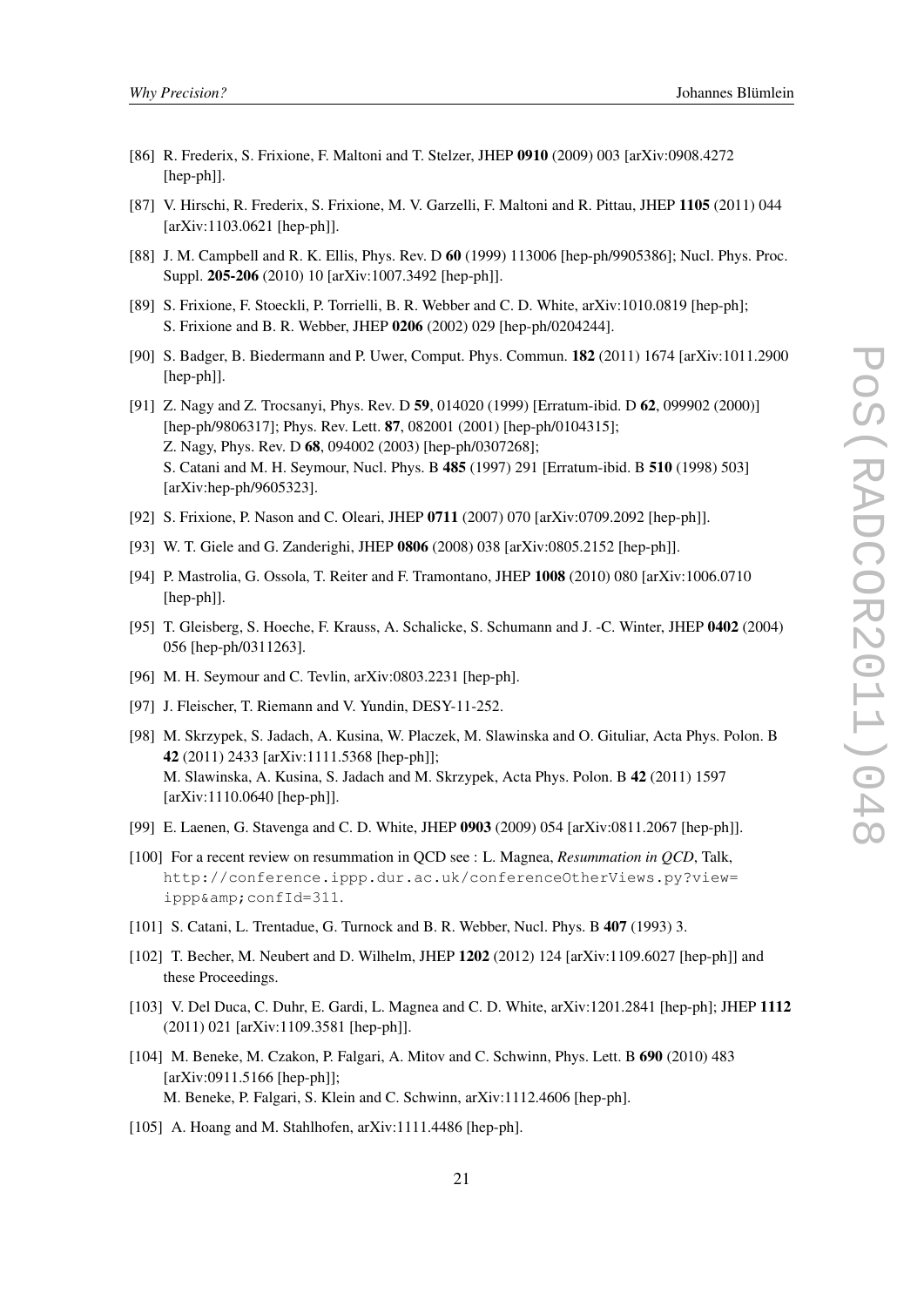[86] R. Frederix, S. Frixione, F. Maltoni and T. Stelzer, JHEP **0910** (2009) 003 [arXiv:0908.4272 [hep-ph]].

[87] V. Hirschi, R. Frederix, S. Frixione, M. V. Garzelli, F. Maltoni and R. Pittau, JHEP **1105** (2011) 044 [arXiv:1103.0621 [hep-ph]].

[88] J. M. Campbell and R. K. Ellis, Phys. Rev. D **60** (1999) 113006 [hep-ph/9905386]; Nucl. Phys. Proc. Suppl. **205-206** (2010) 10 [arXiv:1007.3492 [hep-ph]].

[89] S. Frixione, F. Stoeckli, P. Torrielli, B. R. Webber and C. D. White, arXiv:1010.0819 [hep-ph]; S. Frixione and B. R. Webber, JHEP **0206** (2002) 029 [hep-ph/0204244].

[90] S. Badger, B. Biedermann and P. Uwer, Comput. Phys. Commun. **182** (2011) 1674 [arXiv:1011.2900 [hep-ph]].

[91] Z. Nagy and Z. Trocsanyi, Phys. Rev. D **59**, 014020 (1999) [Erratum-ibid. D **62**, 099902 (2000)] [hep-ph/9806317]; Phys. Rev. Lett. **87**, 082001 (2001) [hep-ph/0104315]; Z. Nagy, Phys. Rev. D **68**, 094002 (2003) [hep-ph/0307268]; S. Catani and M. H. Seymour, Nucl. Phys. B **485** (1997) 291 [Erratum-ibid. B **510** (1998) 503] [arXiv:hep-ph/9605323].

[92] S. Frixione, P. Nason and C. Oleari, JHEP **0711** (2007) 070 [arXiv:0709.2092 [hep-ph]].

[93] W. T. Giele and G. Zanderighi, JHEP **0806** (2008) 038 [arXiv:0805.2152 [hep-ph]].

[94] P. Mastrolia, G. Ossola, T. Reiter and F. Tramontano, JHEP **1008** (2010) 080 [arXiv:1006.0710 [hep-ph]].

[95] T. Gleisberg, S. Hoeche, F. Krauss, A. Schalicke, S. Schumann and J. -C. Winter, JHEP **0402** (2004) 056 [hep-ph/0311263].

[96] M. H. Seymour and C. Tevlin, arXiv:0803.2231 [hep-ph].

[97] J. Fleischer, T. Riemann and V. Yundin, DESY-11-252.

[98] M. Skrzypek, S. Jadach, A. Kusina, W. Placzek, M. Slawinska and O. Gituliar, Acta Phys. Polon. B **42** (2011) 2433 [arXiv:1111.5368 [hep-ph]]; M. Slawinska, A. Kusina, S. Jadach and M. Skrzypek, Acta Phys. Polon. B **42** (2011) 1597 [arXiv:1110.0640 [hep-ph]].

[99] E. Laenen, G. Stavenga and C. D. White, JHEP **0903** (2009) 054 [arXiv:0811.2067 [hep-ph]].

[100] For a recent review on resummation in QCD see : L. Magnea, *Resummation in QCD*, Talk, http://conference.ippp.dur.ac.uk/conferenceOtherViews.py?view=ippp&amp;confId=311.

[101] S. Catani, L. Trentadue, G. Turnock and B. R. Webber, Nucl. Phys. B **407** (1993) 3.

[102] T. Becher, M. Neubert and D. Wilhelm, JHEP **1202** (2012) 124 [arXiv:1109.6027 [hep-ph]] and these Proceedings.

[103] V. Del Duca, C. Duhr, E. Gardi, L. Magnea and C. D. White, arXiv:1201.2841 [hep-ph]; JHEP **1112** (2011) 021 [arXiv:1109.3581 [hep-ph]].

[104] M. Beneke, M. Czakon, P. Falgari, A. Mitov and C. Schwinn, Phys. Lett. B **690** (2010) 483 [arXiv:0911.5166 [hep-ph]]; M. Beneke, P. Falgari, S. Klein and C. Schwinn, arXiv:1112.4606 [hep-ph].

[105] A. Hoang and M. Stahlhofen, arXiv:1111.4486 [hep-ph].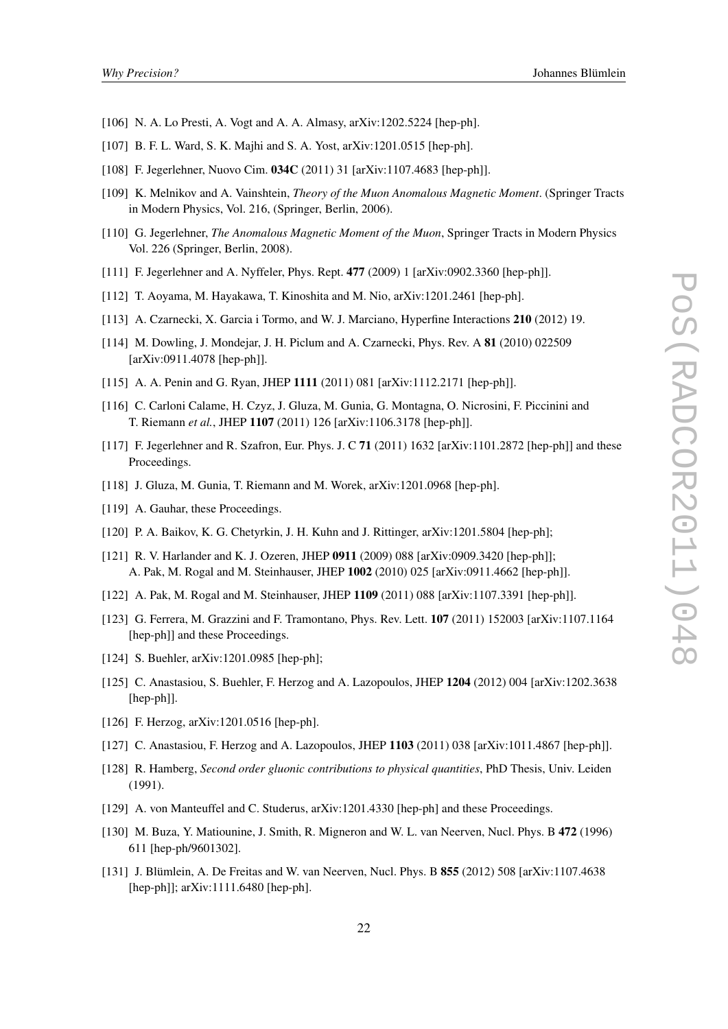[106] N. A. Lo Presti, A. Vogt and A. A. Almasy, arXiv:1202.5224 [hep-ph].

[107] B. F. L. Ward, S. K. Majhi and S. A. Yost, arXiv:1201.0515 [hep-ph].

[108] F. Jegerlehner, Nuovo Cim. **034C** (2011) 31 [arXiv:1107.4683 [hep-ph]].

[109] K. Melnikov and A. Vainshtein, *Theory of the Muon Anomalous Magnetic Moment*. (Springer Tracts in Modern Physics, Vol. 216, (Springer, Berlin, 2006).

[110] G. Jegerlehner, *The Anomalous Magnetic Moment of the Muon*, Springer Tracts in Modern Physics Vol. 226 (Springer, Berlin, 2008).

[111] F. Jegerlehner and A. Nyffeler, Phys. Rept. **477** (2009) 1 [arXiv:0902.3360 [hep-ph]].

[112] T. Aoyama, M. Hayakawa, T. Kinoshita and M. Nio, arXiv:1201.2461 [hep-ph].

[113] A. Czarnecki, X. Garcia i Tormo, and W. J. Marciano, Hyperfine Interactions **210** (2012) 19.

[114] M. Dowling, J. Mondejar, J. H. Piclum and A. Czarnecki, Phys. Rev. A **81** (2010) 022509 [arXiv:0911.4078 [hep-ph]].

[115] A. A. Penin and G. Ryan, JHEP **1111** (2011) 081 [arXiv:1112.2171 [hep-ph]].

[116] C. Carloni Calame, H. Czyz, J. Gluza, M. Gunia, G. Montagna, O. Nicrosini, F. Piccinini and T. Riemann *et al.*, JHEP **1107** (2011) 126 [arXiv:1106.3178 [hep-ph]].

[117] F. Jegerlehner and R. Szafron, Eur. Phys. J. C **71** (2011) 1632 [arXiv:1101.2872 [hep-ph]] and these Proceedings.

[118] J. Gluza, M. Gunia, T. Riemann and M. Worek, arXiv:1201.0968 [hep-ph].

[119] A. Gauhar, these Proceedings.

[120] P. A. Baikov, K. G. Chetyrkin, J. H. Kuhn and J. Rittinger, arXiv:1201.5804 [hep-ph];

[121] R. V. Harlander and K. J. Ozeren, JHEP **0911** (2009) 088 [arXiv:0909.3420 [hep-ph]]; A. Pak, M. Rogal and M. Steinhauser, JHEP **1002** (2010) 025 [arXiv:0911.4662 [hep-ph]].

[122] A. Pak, M. Rogal and M. Steinhauser, JHEP **1109** (2011) 088 [arXiv:1107.3391 [hep-ph]].

[123] G. Ferrera, M. Grazzini and F. Tramontano, Phys. Rev. Lett. **107** (2011) 152003 [arXiv:1107.1164 [hep-ph]] and these Proceedings.

[124] S. Buehler, arXiv:1201.0985 [hep-ph];

[125] C. Anastasiou, S. Buehler, F. Herzog and A. Lazopoulos, JHEP **1204** (2012) 004 [arXiv:1202.3638 [hep-ph]].

[126] F. Herzog, arXiv:1201.0516 [hep-ph].

[127] C. Anastasiou, F. Herzog and A. Lazopoulos, JHEP **1103** (2011) 038 [arXiv:1011.4867 [hep-ph]].

[128] R. Hamberg, *Second order gluonic contributions to physical quantities*, PhD Thesis, Univ. Leiden (1991).

[129] A. von Manteuffel and C. Studerus, arXiv:1201.4330 [hep-ph] and these Proceedings.

[130] M. Buza, Y. Matiounine, J. Smith, R. Migneron and W. L. van Neerven, Nucl. Phys. B **472** (1996) 611 [hep-ph/9601302].

[131] J. Blümlein, A. De Freitas and W. van Neerven, Nucl. Phys. B **855** (2012) 508 [arXiv:1107.4638 [hep-ph]]; arXiv:1111.6480 [hep-ph].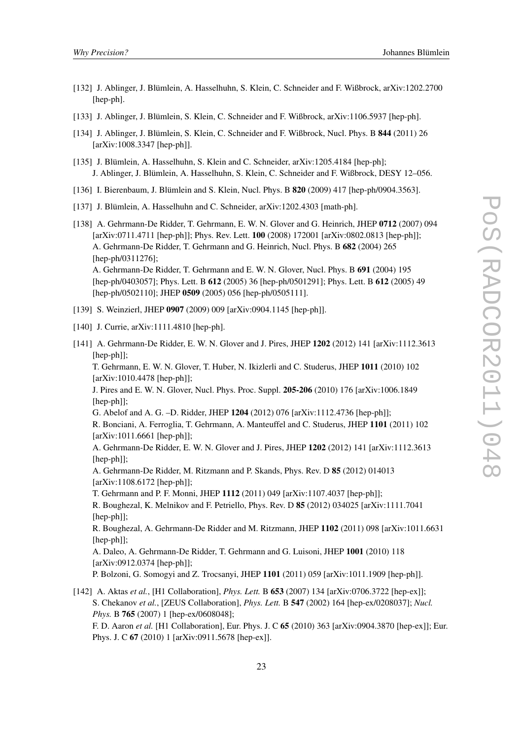[132] J. Ablinger, J. Blümlein, A. Hasselhuhn, S. Klein, C. Schneider and F. Wißbrock, arXiv:1202.2700 [hep-ph].

[133] J. Ablinger, J. Blümlein, S. Klein, C. Schneider and F. Wißbrock, arXiv:1106.5937 [hep-ph].

[134] J. Ablinger, J. Blümlein, S. Klein, C. Schneider and F. Wißbrock, Nucl. Phys. B **844** (2011) 26 [arXiv:1008.3347 [hep-ph]].

[135] J. Blümlein, A. Hasselhuhn, S. Klein and C. Schneider, arXiv:1205.4184 [hep-ph]; J. Ablinger, J. Blümlein, A. Hasselhuhn, S. Klein, C. Schneider and F. Wißbrock, DESY 12–056.

[136] I. Bierenbaum, J. Blümlein and S. Klein, Nucl. Phys. B **820** (2009) 417 [hep-ph/0904.3563].

[137] J. Blümlein, A. Hasselhuhn and C. Schneider, arXiv:1202.4303 [math-ph].

[138] A. Gehrmann-De Ridder, T. Gehrmann, E. W. N. Glover and G. Heinrich, JHEP **0712** (2007) 094 [arXiv:0711.4711 [hep-ph]]; Phys. Rev. Lett. **100** (2008) 172001 [arXiv:0802.0813 [hep-ph]]; A. Gehrmann-De Ridder, T. Gehrmann and G. Heinrich, Nucl. Phys. B **682** (2004) 265 [hep-ph/0311276];
A. Gehrmann-De Ridder, T. Gehrmann and E. W. N. Glover, Nucl. Phys. B **691** (2004) 195 [hep-ph/0403057]; Phys. Lett. B **612** (2005) 36 [hep-ph/0501291]; Phys. Lett. B **612** (2005) 49 [hep-ph/0502110]; JHEP **0509** (2005) 056 [hep-ph/0505111].

[139] S. Weinzierl, JHEP **0907** (2009) 009 [arXiv:0904.1145 [hep-ph]].

[140] J. Currie, arXiv:1111.4810 [hep-ph].

[141] A. Gehrmann-De Ridder, E. W. N. Glover and J. Pires, JHEP **1202** (2012) 141 [arXiv:1112.3613 [hep-ph]];
T. Gehrmann, E. W. N. Glover, T. Huber, N. Ikizlerli and C. Studerus, JHEP **1011** (2010) 102 [arXiv:1010.4478 [hep-ph]];
J. Pires and E. W. N. Glover, Nucl. Phys. Proc. Suppl. **205-206** (2010) 176 [arXiv:1006.1849 [hep-ph]];
G. Abelof and A. G. –D. Ridder, JHEP **1204** (2012) 076 [arXiv:1112.4736 [hep-ph]];
R. Bonciani, A. Ferroglia, T. Gehrmann, A. Manteuffel and C. Studerus, JHEP **1101** (2011) 102 [arXiv:1011.6661 [hep-ph]];
A. Gehrmann-De Ridder, E. W. N. Glover and J. Pires, JHEP **1202** (2012) 141 [arXiv:1112.3613 [hep-ph]];
A. Gehrmann-De Ridder, M. Ritzmann and P. Skands, Phys. Rev. D **85** (2012) 014013 [arXiv:1108.6172 [hep-ph]];
T. Gehrmann and P. F. Monni, JHEP **1112** (2011) 049 [arXiv:1107.4037 [hep-ph]];
R. Boughezal, K. Melnikov and F. Petriello, Phys. Rev. D **85** (2012) 034025 [arXiv:1111.7041 [hep-ph]];
R. Boughezal, A. Gehrmann-De Ridder and M. Ritzmann, JHEP **1102** (2011) 098 [arXiv:1011.6631 [hep-ph]];
A. Daleo, A. Gehrmann-De Ridder, T. Gehrmann and G. Luisoni, JHEP **1001** (2010) 118 [arXiv:0912.0374 [hep-ph]];
P. Bolzoni, G. Somogyi and Z. Trocsanyi, JHEP **1101** (2011) 059 [arXiv:1011.1909 [hep-ph]].

[142] A. Aktas *et al.*, [H1 Collaboration], *Phys. Lett.* B **653** (2007) 134 [arXiv:0706.3722 [hep-ex]]; S. Chekanov *et al.*, [ZEUS Collaboration], *Phys. Lett.* B **547** (2002) 164 [hep-ex/0208037]; *Nucl. Phys.* B **765** (2007) 1 [hep-ex/0608048];
F. D. Aaron *et al.* [H1 Collaboration], Eur. Phys. J. C **65** (2010) 363 [arXiv:0904.3870 [hep-ex]]; Eur. Phys. J. C **67** (2010) 1 [arXiv:0911.5678 [hep-ex]].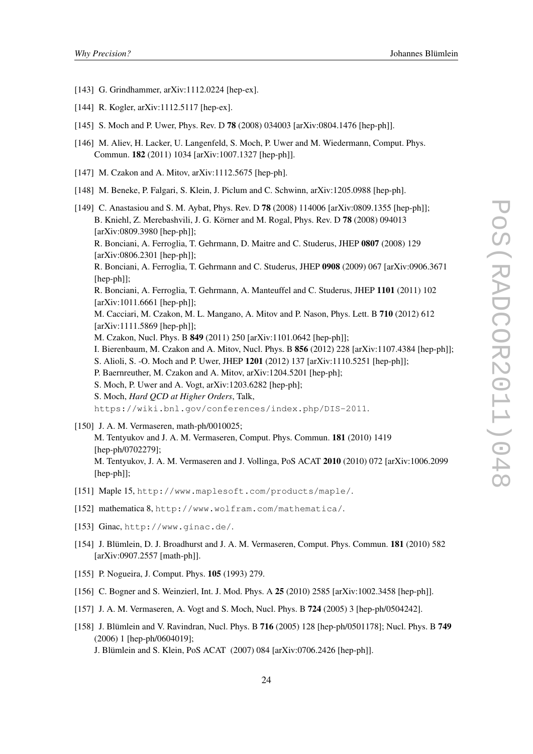[143] G. Grindhammer, arXiv:1112.0224 [hep-ex].

[144] R. Kogler, arXiv:1112.5117 [hep-ex].

[145] S. Moch and P. Uwer, Phys. Rev. D **78** (2008) 034003 [arXiv:0804.1476 [hep-ph]].

[146] M. Aliev, H. Lacker, U. Langenfeld, S. Moch, P. Uwer and M. Wiedermann, Comput. Phys. Commun. **182** (2011) 1034 [arXiv:1007.1327 [hep-ph]].

[147] M. Czakon and A. Mitov, arXiv:1112.5675 [hep-ph].

[148] M. Beneke, P. Falgari, S. Klein, J. Piclum and C. Schwinn, arXiv:1205.0988 [hep-ph].

[149] C. Anastasiou and S. M. Aybat, Phys. Rev. D **78** (2008) 114006 [arXiv:0809.1355 [hep-ph]];
B. Kniehl, Z. Merebashvili, J. G. Körner and M. Rogal, Phys. Rev. D **78** (2008) 094013 [arXiv:0809.3980 [hep-ph]];
R. Bonciani, A. Ferroglia, T. Gehrmann, D. Maitre and C. Studerus, JHEP **0807** (2008) 129 [arXiv:0806.2301 [hep-ph]];
R. Bonciani, A. Ferroglia, T. Gehrmann and C. Studerus, JHEP **0908** (2009) 067 [arXiv:0906.3671 [hep-ph]];
R. Bonciani, A. Ferroglia, T. Gehrmann, A. Manteuffel and C. Studerus, JHEP **1101** (2011) 102 [arXiv:1011.6661 [hep-ph]];
M. Cacciari, M. Czakon, M. L. Mangano, A. Mitov and P. Nason, Phys. Lett. B **710** (2012) 612 [arXiv:1111.5869 [hep-ph]];
M. Czakon, Nucl. Phys. B **849** (2011) 250 [arXiv:1101.0642 [hep-ph]];
I. Bierenbaum, M. Czakon and A. Mitov, Nucl. Phys. B **856** (2012) 228 [arXiv:1107.4384 [hep-ph]];
S. Alioli, S. -O. Moch and P. Uwer, JHEP **1201** (2012) 137 [arXiv:1110.5251 [hep-ph]];
P. Baernreuther, M. Czakon and A. Mitov, arXiv:1204.5201 [hep-ph];
S. Moch, P. Uwer and A. Vogt, arXiv:1203.6282 [hep-ph];
S. Moch, *Hard QCD at Higher Orders*, Talk,
`https://wiki.bnl.gov/conferences/index.php/DIS-2011`.

[150] J. A. M. Vermaseren, math-ph/0010025;
M. Tentyukov and J. A. M. Vermaseren, Comput. Phys. Commun. **181** (2010) 1419 [hep-ph/0702279];
M. Tentyukov, J. A. M. Vermaseren and J. Vollinga, PoS ACAT **2010** (2010) 072 [arXiv:1006.2099 [hep-ph]];

[151] Maple 15, `http://www.maplesoft.com/products/maple/`.

[152] mathematica 8, `http://www.wolfram.com/mathematica/`.

[153] Ginac, `http://www.ginac.de/`.

[154] J. Blümlein, D. J. Broadhurst and J. A. M. Vermaseren, Comput. Phys. Commun. **181** (2010) 582 [arXiv:0907.2557 [math-ph]].

[155] P. Nogueira, J. Comput. Phys. **105** (1993) 279.

[156] C. Bogner and S. Weinzierl, Int. J. Mod. Phys. A **25** (2010) 2585 [arXiv:1002.3458 [hep-ph]].

[157] J. A. M. Vermaseren, A. Vogt and S. Moch, Nucl. Phys. B **724** (2005) 3 [hep-ph/0504242].

[158] J. Blümlein and V. Ravindran, Nucl. Phys. B **716** (2005) 128 [hep-ph/0501178]; Nucl. Phys. B **749** (2006) 1 [hep-ph/0604019];
J. Blümlein and S. Klein, PoS ACAT (2007) 084 [arXiv:0706.2426 [hep-ph]].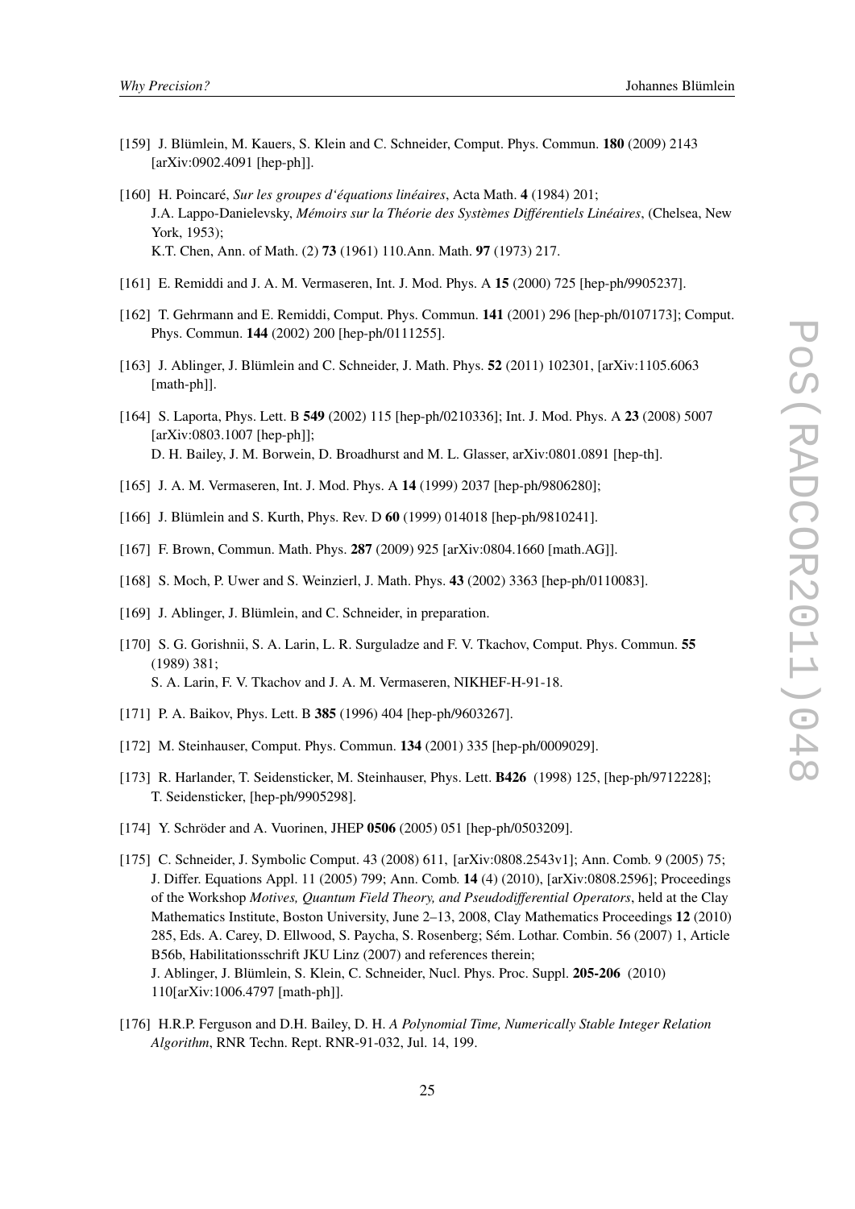[159] J. Blümlein, M. Kauers, S. Klein and C. Schneider, Comput. Phys. Commun. **180** (2009) 2143 [arXiv:0902.4091 [hep-ph]].

[160] H. Poincaré, *Sur les groupes d'équations linéaires*, Acta Math. **4** (1984) 201;
J.A. Lappo-Danielevsky, *Mémoirs sur la Théorie des Systèmes Différentiels Linéaires*, (Chelsea, New York, 1953);
K.T. Chen, Ann. of Math. (2) **73** (1961) 110.Ann. Math. **97** (1973) 217.

[161] E. Remiddi and J. A. M. Vermaseren, Int. J. Mod. Phys. A **15** (2000) 725 [hep-ph/9905237].

[162] T. Gehrmann and E. Remiddi, Comput. Phys. Commun. **141** (2001) 296 [hep-ph/0107173]; Comput. Phys. Commun. **144** (2002) 200 [hep-ph/0111255].

[163] J. Ablinger, J. Blümlein and C. Schneider, J. Math. Phys. **52** (2011) 102301, [arXiv:1105.6063 [math-ph]].

[164] S. Laporta, Phys. Lett. B **549** (2002) 115 [hep-ph/0210336]; Int. J. Mod. Phys. A **23** (2008) 5007 [arXiv:0803.1007 [hep-ph]];
D. H. Bailey, J. M. Borwein, D. Broadhurst and M. L. Glasser, arXiv:0801.0891 [hep-th].

[165] J. A. M. Vermaseren, Int. J. Mod. Phys. A **14** (1999) 2037 [hep-ph/9806280];

[166] J. Blümlein and S. Kurth, Phys. Rev. D **60** (1999) 014018 [hep-ph/9810241].

[167] F. Brown, Commun. Math. Phys. **287** (2009) 925 [arXiv:0804.1660 [math.AG]].

[168] S. Moch, P. Uwer and S. Weinzierl, J. Math. Phys. **43** (2002) 3363 [hep-ph/0110083].

[169] J. Ablinger, J. Blümlein, and C. Schneider, in preparation.

[170] S. G. Gorishnii, S. A. Larin, L. R. Surguladze and F. V. Tkachov, Comput. Phys. Commun. **55** (1989) 381;
S. A. Larin, F. V. Tkachov and J. A. M. Vermaseren, NIKHEF-H-91-18.

[171] P. A. Baikov, Phys. Lett. B **385** (1996) 404 [hep-ph/9603267].

[172] M. Steinhauser, Comput. Phys. Commun. **134** (2001) 335 [hep-ph/0009029].

[173] R. Harlander, T. Seidensticker, M. Steinhauser, Phys. Lett. **B426** (1998) 125, [hep-ph/9712228];
T. Seidensticker, [hep-ph/9905298].

[174] Y. Schröder and A. Vuorinen, JHEP **0506** (2005) 051 [hep-ph/0503209].

[175] C. Schneider, J. Symbolic Comput. 43 (2008) 611, [arXiv:0808.2543v1]; Ann. Comb. 9 (2005) 75; J. Differ. Equations Appl. 11 (2005) 799; Ann. Comb. **14** (4) (2010), [arXiv:0808.2596]; Proceedings of the Workshop *Motives, Quantum Field Theory, and Pseudodifferential Operators*, held at the Clay Mathematics Institute, Boston University, June 2–13, 2008, Clay Mathematics Proceedings **12** (2010) 285, Eds. A. Carey, D. Ellwood, S. Paycha, S. Rosenberg; Sém. Lothar. Combin. 56 (2007) 1, Article B56b, Habilitationsschrift JKU Linz (2007) and references therein;
J. Ablinger, J. Blümlein, S. Klein, C. Schneider, Nucl. Phys. Proc. Suppl. **205-206** (2010) 110[arXiv:1006.4797 [math-ph]].

[176] H.R.P. Ferguson and D.H. Bailey, D. H. *A Polynomial Time, Numerically Stable Integer Relation Algorithm*, RNR Techn. Rept. RNR-91-032, Jul. 14, 199.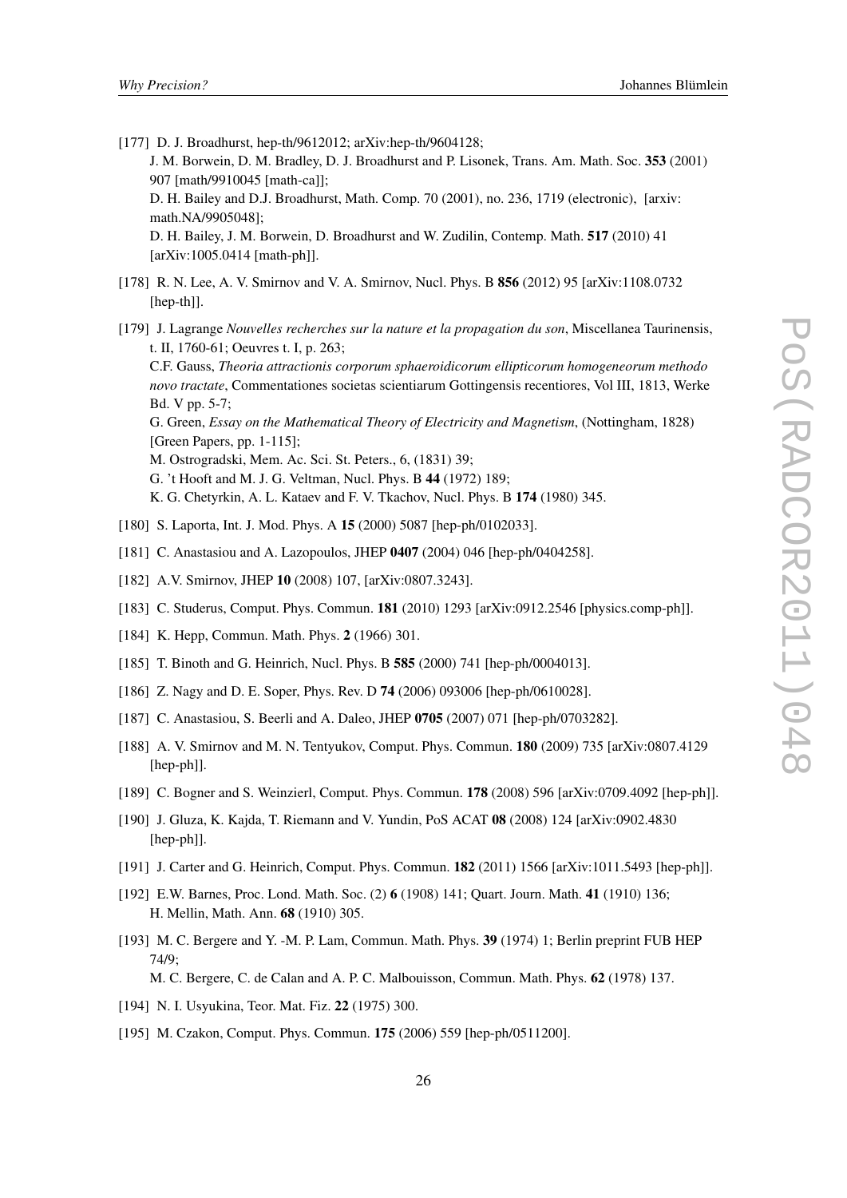[177] D. J. Broadhurst, hep-th/9612012; arXiv:hep-th/9604128;
J. M. Borwein, D. M. Bradley, D. J. Broadhurst and P. Lisonek, Trans. Am. Math. Soc. **353** (2001) 907 [math/9910045 [math-ca]];
D. H. Bailey and D.J. Broadhurst, Math. Comp. 70 (2001), no. 236, 1719 (electronic), [arxiv: math.NA/9905048];
D. H. Bailey, J. M. Borwein, D. Broadhurst and W. Zudilin, Contemp. Math. **517** (2010) 41 [arXiv:1005.0414 [math-ph]].

[178] R. N. Lee, A. V. Smirnov and V. A. Smirnov, Nucl. Phys. B **856** (2012) 95 [arXiv:1108.0732 [hep-th]].

[179] J. Lagrange *Nouvelles recherches sur la nature et la propagation du son*, Miscellanea Taurinensis, t. II, 1760-61; Oeuvres t. I, p. 263;
C.F. Gauss, *Theoria attractionis corporum sphaeroidicorum ellipticorum homogeneorum methodo novo tractate*, Commentationes societas scientiarum Gottingensis recentiores, Vol III, 1813, Werke Bd. V pp. 5-7;
G. Green, *Essay on the Mathematical Theory of Electricity and Magnetism*, (Nottingham, 1828) [Green Papers, pp. 1-115];
M. Ostrogradski, Mem. Ac. Sci. St. Peters., 6, (1831) 39;
G. 't Hooft and M. J. G. Veltman, Nucl. Phys. B **44** (1972) 189;
K. G. Chetyrkin, A. L. Kataev and F. V. Tkachov, Nucl. Phys. B **174** (1980) 345.

[180] S. Laporta, Int. J. Mod. Phys. A **15** (2000) 5087 [hep-ph/0102033].

[181] C. Anastasiou and A. Lazopoulos, JHEP **0407** (2004) 046 [hep-ph/0404258].

[182] A.V. Smirnov, JHEP **10** (2008) 107, [arXiv:0807.3243].

[183] C. Studerus, Comput. Phys. Commun. **181** (2010) 1293 [arXiv:0912.2546 [physics.comp-ph]].

[184] K. Hepp, Commun. Math. Phys. **2** (1966) 301.

[185] T. Binoth and G. Heinrich, Nucl. Phys. B **585** (2000) 741 [hep-ph/0004013].

[186] Z. Nagy and D. E. Soper, Phys. Rev. D **74** (2006) 093006 [hep-ph/0610028].

[187] C. Anastasiou, S. Beerli and A. Daleo, JHEP **0705** (2007) 071 [hep-ph/0703282].

[188] A. V. Smirnov and M. N. Tentyukov, Comput. Phys. Commun. **180** (2009) 735 [arXiv:0807.4129 [hep-ph]].

[189] C. Bogner and S. Weinzierl, Comput. Phys. Commun. **178** (2008) 596 [arXiv:0709.4092 [hep-ph]].

[190] J. Gluza, K. Kajda, T. Riemann and V. Yundin, PoS ACAT **08** (2008) 124 [arXiv:0902.4830 [hep-ph]].

[191] J. Carter and G. Heinrich, Comput. Phys. Commun. **182** (2011) 1566 [arXiv:1011.5493 [hep-ph]].

[192] E.W. Barnes, Proc. Lond. Math. Soc. (2) **6** (1908) 141; Quart. Journ. Math. **41** (1910) 136;
H. Mellin, Math. Ann. **68** (1910) 305.

[193] M. C. Bergere and Y. -M. P. Lam, Commun. Math. Phys. **39** (1974) 1; Berlin preprint FUB HEP 74/9;
M. C. Bergere, C. de Calan and A. P. C. Malbouisson, Commun. Math. Phys. **62** (1978) 137.

[194] N. I. Usyukina, Teor. Mat. Fiz. **22** (1975) 300.

[195] M. Czakon, Comput. Phys. Commun. **175** (2006) 559 [hep-ph/0511200].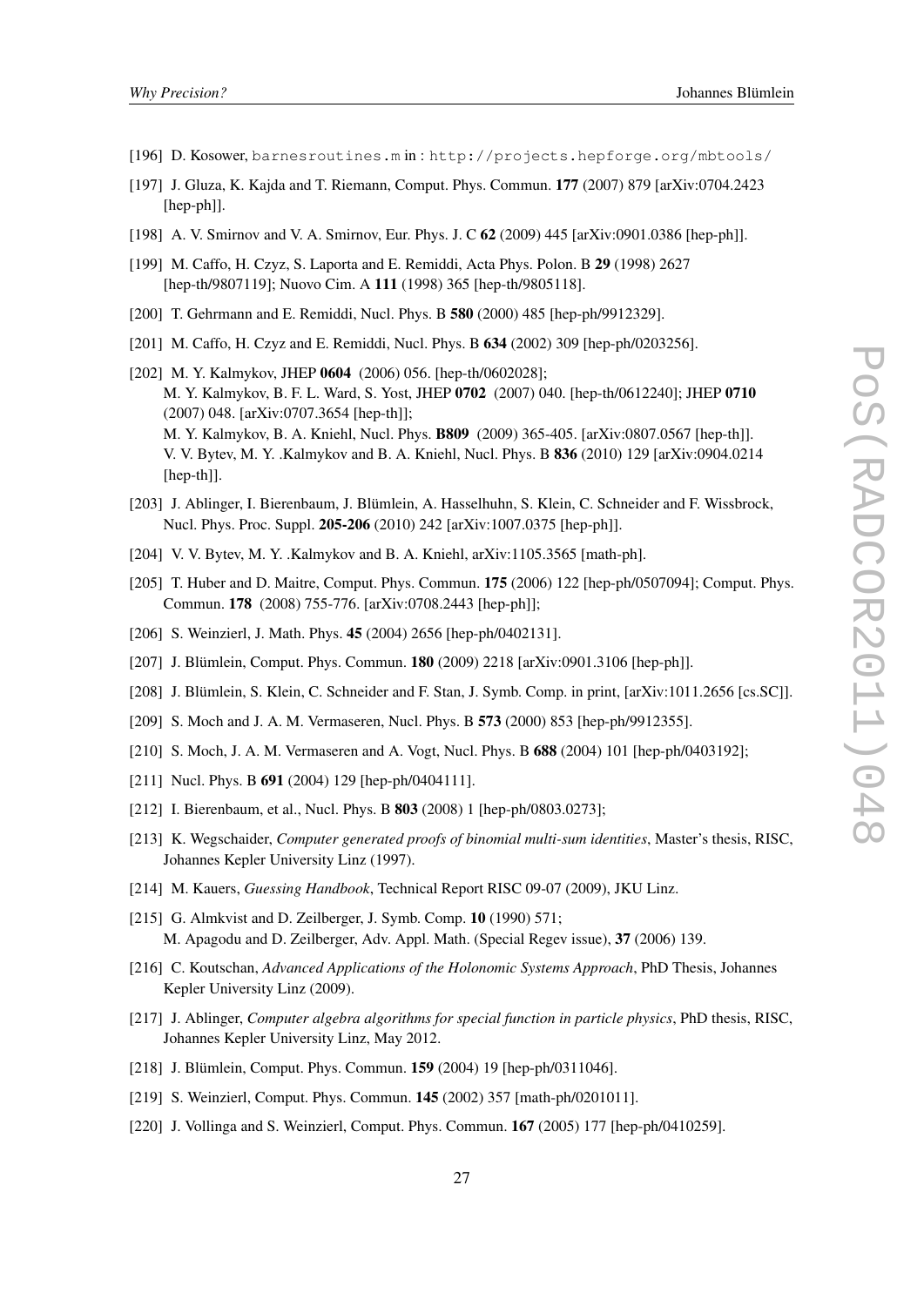[196] D. Kosower, `barnesroutines.m` in : `http://projects.hepforge.org/mbtools/`

[197] J. Gluza, K. Kajda and T. Riemann, Comput. Phys. Commun. **177** (2007) 879 [arXiv:0704.2423 [hep-ph]].

[198] A. V. Smirnov and V. A. Smirnov, Eur. Phys. J. C **62** (2009) 445 [arXiv:0901.0386 [hep-ph]].

[199] M. Caffo, H. Czyz, S. Laporta and E. Remiddi, Acta Phys. Polon. B **29** (1998) 2627 [hep-th/9807119]; Nuovo Cim. A **111** (1998) 365 [hep-th/9805118].

[200] T. Gehrmann and E. Remiddi, Nucl. Phys. B **580** (2000) 485 [hep-ph/9912329].

[201] M. Caffo, H. Czyz and E. Remiddi, Nucl. Phys. B **634** (2002) 309 [hep-ph/0203256].

[202] M. Y. Kalmykov, JHEP **0604** (2006) 056. [hep-th/0602028];
M. Y. Kalmykov, B. F. L. Ward, S. Yost, JHEP **0702** (2007) 040. [hep-th/0612240]; JHEP **0710** (2007) 048. [arXiv:0707.3654 [hep-th]];
M. Y. Kalmykov, B. A. Kniehl, Nucl. Phys. **B809** (2009) 365-405. [arXiv:0807.0567 [hep-th]].
V. V. Bytev, M. Y. .Kalmykov and B. A. Kniehl, Nucl. Phys. B **836** (2010) 129 [arXiv:0904.0214 [hep-th]].

[203] J. Ablinger, I. Bierenbaum, J. Blümlein, A. Hasselhuhn, S. Klein, C. Schneider and F. Wissbrock, Nucl. Phys. Proc. Suppl. **205-206** (2010) 242 [arXiv:1007.0375 [hep-ph]].

[204] V. V. Bytev, M. Y. .Kalmykov and B. A. Kniehl, arXiv:1105.3565 [math-ph].

[205] T. Huber and D. Maitre, Comput. Phys. Commun. **175** (2006) 122 [hep-ph/0507094]; Comput. Phys. Commun. **178** (2008) 755-776. [arXiv:0708.2443 [hep-ph]];

[206] S. Weinzierl, J. Math. Phys. **45** (2004) 2656 [hep-ph/0402131].

[207] J. Blümlein, Comput. Phys. Commun. **180** (2009) 2218 [arXiv:0901.3106 [hep-ph]].

[208] J. Blümlein, S. Klein, C. Schneider and F. Stan, J. Symb. Comp. in print, [arXiv:1011.2656 [cs.SC]].

[209] S. Moch and J. A. M. Vermaseren, Nucl. Phys. B **573** (2000) 853 [hep-ph/9912355].

[210] S. Moch, J. A. M. Vermaseren and A. Vogt, Nucl. Phys. B **688** (2004) 101 [hep-ph/0403192];

[211] Nucl. Phys. B **691** (2004) 129 [hep-ph/0404111].

[212] I. Bierenbaum, et al., Nucl. Phys. B **803** (2008) 1 [hep-ph/0803.0273];

[213] K. Wegschaider, *Computer generated proofs of binomial multi-sum identities*, Master's thesis, RISC, Johannes Kepler University Linz (1997).

[214] M. Kauers, *Guessing Handbook*, Technical Report RISC 09-07 (2009), JKU Linz.

[215] G. Almkvist and D. Zeilberger, J. Symb. Comp. **10** (1990) 571;
M. Apagodu and D. Zeilberger, Adv. Appl. Math. (Special Regev issue), **37** (2006) 139.

[216] C. Koutschan, *Advanced Applications of the Holonomic Systems Approach*, PhD Thesis, Johannes Kepler University Linz (2009).

[217] J. Ablinger, *Computer algebra algorithms for special function in particle physics*, PhD thesis, RISC, Johannes Kepler University Linz, May 2012.

[218] J. Blümlein, Comput. Phys. Commun. **159** (2004) 19 [hep-ph/0311046].

[219] S. Weinzierl, Comput. Phys. Commun. **145** (2002) 357 [math-ph/0201011].

[220] J. Vollinga and S. Weinzierl, Comput. Phys. Commun. **167** (2005) 177 [hep-ph/0410259].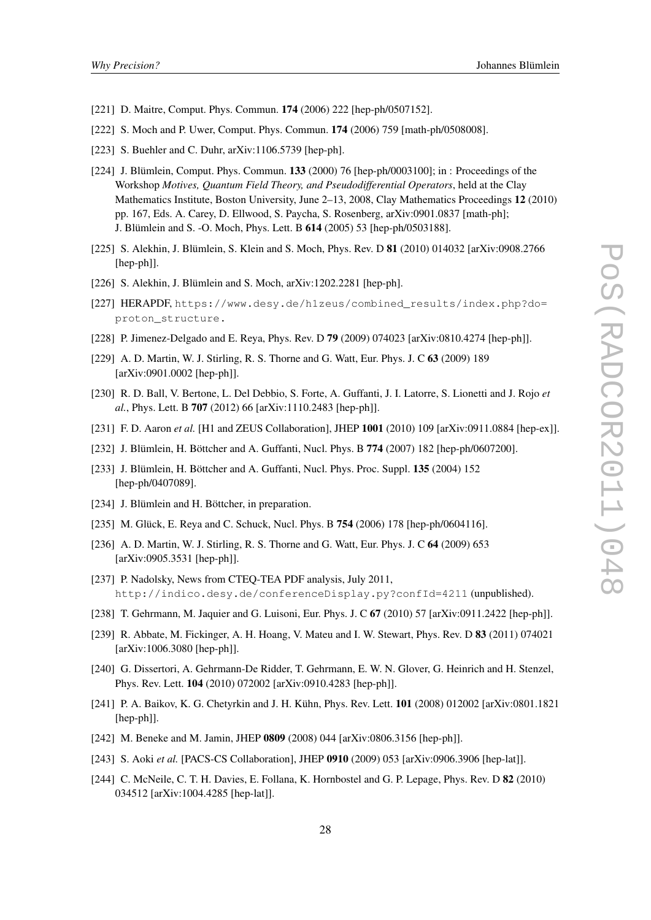[221] D. Maitre, Comput. Phys. Commun. **174** (2006) 222 [hep-ph/0507152].

[222] S. Moch and P. Uwer, Comput. Phys. Commun. **174** (2006) 759 [math-ph/0508008].

[223] S. Buehler and C. Duhr, arXiv:1106.5739 [hep-ph].

[224] J. Blümlein, Comput. Phys. Commun. **133** (2000) 76 [hep-ph/0003100]; in : Proceedings of the Workshop *Motives, Quantum Field Theory, and Pseudodifferential Operators*, held at the Clay Mathematics Institute, Boston University, June 2–13, 2008, Clay Mathematics Proceedings **12** (2010) pp. 167, Eds. A. Carey, D. Ellwood, S. Paycha, S. Rosenberg, arXiv:0901.0837 [math-ph]; J. Blümlein and S. -O. Moch, Phys. Lett. B **614** (2005) 53 [hep-ph/0503188].

[225] S. Alekhin, J. Blümlein, S. Klein and S. Moch, Phys. Rev. D **81** (2010) 014032 [arXiv:0908.2766 [hep-ph]].

[226] S. Alekhin, J. Blümlein and S. Moch, arXiv:1202.2281 [hep-ph].

[227] HERAPDF, https://www.desy.de/h1zeus/combined_results/index.php?do=proton_structure.

[228] P. Jimenez-Delgado and E. Reya, Phys. Rev. D **79** (2009) 074023 [arXiv:0810.4274 [hep-ph]].

[229] A. D. Martin, W. J. Stirling, R. S. Thorne and G. Watt, Eur. Phys. J. C **63** (2009) 189 [arXiv:0901.0002 [hep-ph]].

[230] R. D. Ball, V. Bertone, L. Del Debbio, S. Forte, A. Guffanti, J. I. Latorre, S. Lionetti and J. Rojo *et al.*, Phys. Lett. B **707** (2012) 66 [arXiv:1110.2483 [hep-ph]].

[231] F. D. Aaron *et al.* [H1 and ZEUS Collaboration], JHEP **1001** (2010) 109 [arXiv:0911.0884 [hep-ex]].

[232] J. Blümlein, H. Böttcher and A. Guffanti, Nucl. Phys. B **774** (2007) 182 [hep-ph/0607200].

[233] J. Blümlein, H. Böttcher and A. Guffanti, Nucl. Phys. Proc. Suppl. **135** (2004) 152 [hep-ph/0407089].

[234] J. Blümlein and H. Böttcher, in preparation.

[235] M. Glück, E. Reya and C. Schuck, Nucl. Phys. B **754** (2006) 178 [hep-ph/0604116].

[236] A. D. Martin, W. J. Stirling, R. S. Thorne and G. Watt, Eur. Phys. J. C **64** (2009) 653 [arXiv:0905.3531 [hep-ph]].

[237] P. Nadolsky, News from CTEQ-TEA PDF analysis, July 2011, http://indico.desy.de/conferenceDisplay.py?confId=4211 (unpublished).

[238] T. Gehrmann, M. Jaquier and G. Luisoni, Eur. Phys. J. C **67** (2010) 57 [arXiv:0911.2422 [hep-ph]].

[239] R. Abbate, M. Fickinger, A. H. Hoang, V. Mateu and I. W. Stewart, Phys. Rev. D **83** (2011) 074021 [arXiv:1006.3080 [hep-ph]].

[240] G. Dissertori, A. Gehrmann-De Ridder, T. Gehrmann, E. W. N. Glover, G. Heinrich and H. Stenzel, Phys. Rev. Lett. **104** (2010) 072002 [arXiv:0910.4283 [hep-ph]].

[241] P. A. Baikov, K. G. Chetyrkin and J. H. Kühn, Phys. Rev. Lett. **101** (2008) 012002 [arXiv:0801.1821 [hep-ph]].

[242] M. Beneke and M. Jamin, JHEP **0809** (2008) 044 [arXiv:0806.3156 [hep-ph]].

[243] S. Aoki *et al.* [PACS-CS Collaboration], JHEP **0910** (2009) 053 [arXiv:0906.3906 [hep-lat]].

[244] C. McNeile, C. T. H. Davies, E. Follana, K. Hornbostel and G. P. Lepage, Phys. Rev. D **82** (2010) 034512 [arXiv:1004.4285 [hep-lat]].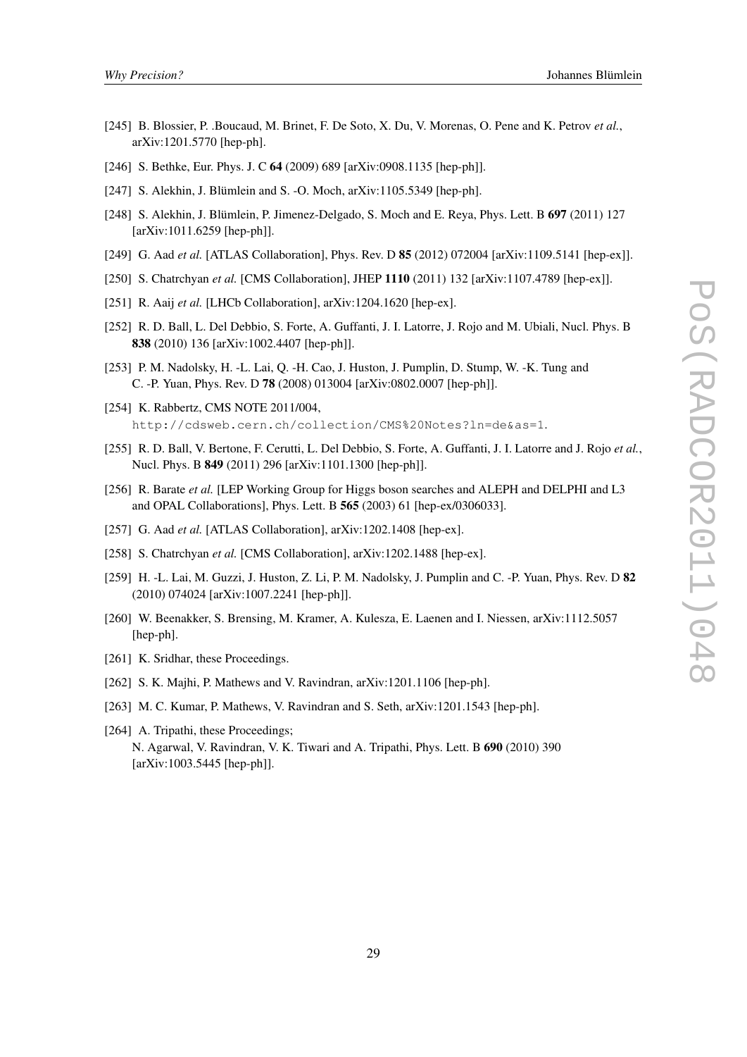[245] B. Blossier, P. .Boucaud, M. Brinet, F. De Soto, X. Du, V. Morenas, O. Pene and K. Petrov *et al.*, arXiv:1201.5770 [hep-ph].

[246] S. Bethke, Eur. Phys. J. C **64** (2009) 689 [arXiv:0908.1135 [hep-ph]].

[247] S. Alekhin, J. Blümlein and S. -O. Moch, arXiv:1105.5349 [hep-ph].

[248] S. Alekhin, J. Blümlein, P. Jimenez-Delgado, S. Moch and E. Reya, Phys. Lett. B **697** (2011) 127 [arXiv:1011.6259 [hep-ph]].

[249] G. Aad *et al.* [ATLAS Collaboration], Phys. Rev. D **85** (2012) 072004 [arXiv:1109.5141 [hep-ex]].

[250] S. Chatrchyan *et al.* [CMS Collaboration], JHEP **1110** (2011) 132 [arXiv:1107.4789 [hep-ex]].

[251] R. Aaij *et al.* [LHCb Collaboration], arXiv:1204.1620 [hep-ex].

[252] R. D. Ball, L. Del Debbio, S. Forte, A. Guffanti, J. I. Latorre, J. Rojo and M. Ubiali, Nucl. Phys. B **838** (2010) 136 [arXiv:1002.4407 [hep-ph]].

[253] P. M. Nadolsky, H. -L. Lai, Q. -H. Cao, J. Huston, J. Pumplin, D. Stump, W. -K. Tung and C. -P. Yuan, Phys. Rev. D **78** (2008) 013004 [arXiv:0802.0007 [hep-ph]].

[254] K. Rabbertz, CMS NOTE 2011/004, `http://cdsweb.cern.ch/collection/CMS%20Notes?ln=de&as=1`.

[255] R. D. Ball, V. Bertone, F. Cerutti, L. Del Debbio, S. Forte, A. Guffanti, J. I. Latorre and J. Rojo *et al.*, Nucl. Phys. B **849** (2011) 296 [arXiv:1101.1300 [hep-ph]].

[256] R. Barate *et al.* [LEP Working Group for Higgs boson searches and ALEPH and DELPHI and L3 and OPAL Collaborations], Phys. Lett. B **565** (2003) 61 [hep-ex/0306033].

[257] G. Aad *et al.* [ATLAS Collaboration], arXiv:1202.1408 [hep-ex].

[258] S. Chatrchyan *et al.* [CMS Collaboration], arXiv:1202.1488 [hep-ex].

[259] H. -L. Lai, M. Guzzi, J. Huston, Z. Li, P. M. Nadolsky, J. Pumplin and C. -P. Yuan, Phys. Rev. D **82** (2010) 074024 [arXiv:1007.2241 [hep-ph]].

[260] W. Beenakker, S. Brensing, M. Kramer, A. Kulesza, E. Laenen and I. Niessen, arXiv:1112.5057 [hep-ph].

[261] K. Sridhar, these Proceedings.

[262] S. K. Majhi, P. Mathews and V. Ravindran, arXiv:1201.1106 [hep-ph].

[263] M. C. Kumar, P. Mathews, V. Ravindran and S. Seth, arXiv:1201.1543 [hep-ph].

[264] A. Tripathi, these Proceedings;
N. Agarwal, V. Ravindran, V. K. Tiwari and A. Tripathi, Phys. Lett. B **690** (2010) 390 [arXiv:1003.5445 [hep-ph]].